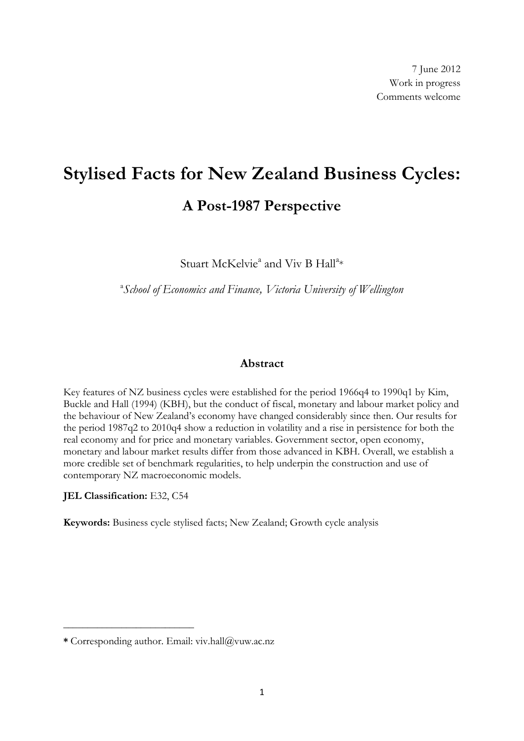7 June 2012  
Work in progress  
Comments welcome

# Stylised Facts for New Zealand Business Cycles:

## A Post-1987 Perspective

Stuart McKelvie[a] and Viv B Hall[a]*

[a] *School of Economics and Finance, Victoria University of Wellington*

### Abstract

Key features of NZ business cycles were established for the period 1966q4 to 1990q1 by Kim, Buckle and Hall (1994) (KBH), but the conduct of fiscal, monetary and labour market policy and the behaviour of New Zealand's economy have changed considerably since then. Our results for the period 1987q2 to 2010q4 show a reduction in volatility and a rise in persistence for both the real economy and for price and monetary variables. Government sector, open economy, monetary and labour market results differ from those advanced in KBH. Overall, we establish a more credible set of benchmark regularities, to help underpin the construction and use of contemporary NZ macroeconomic models.

**JEL Classification:** E32, C54

**Keywords:** Business cycle stylised facts; New Zealand; Growth cycle analysis

---

**\*** Corresponding author. Email: viv.hall@vuw.ac.nz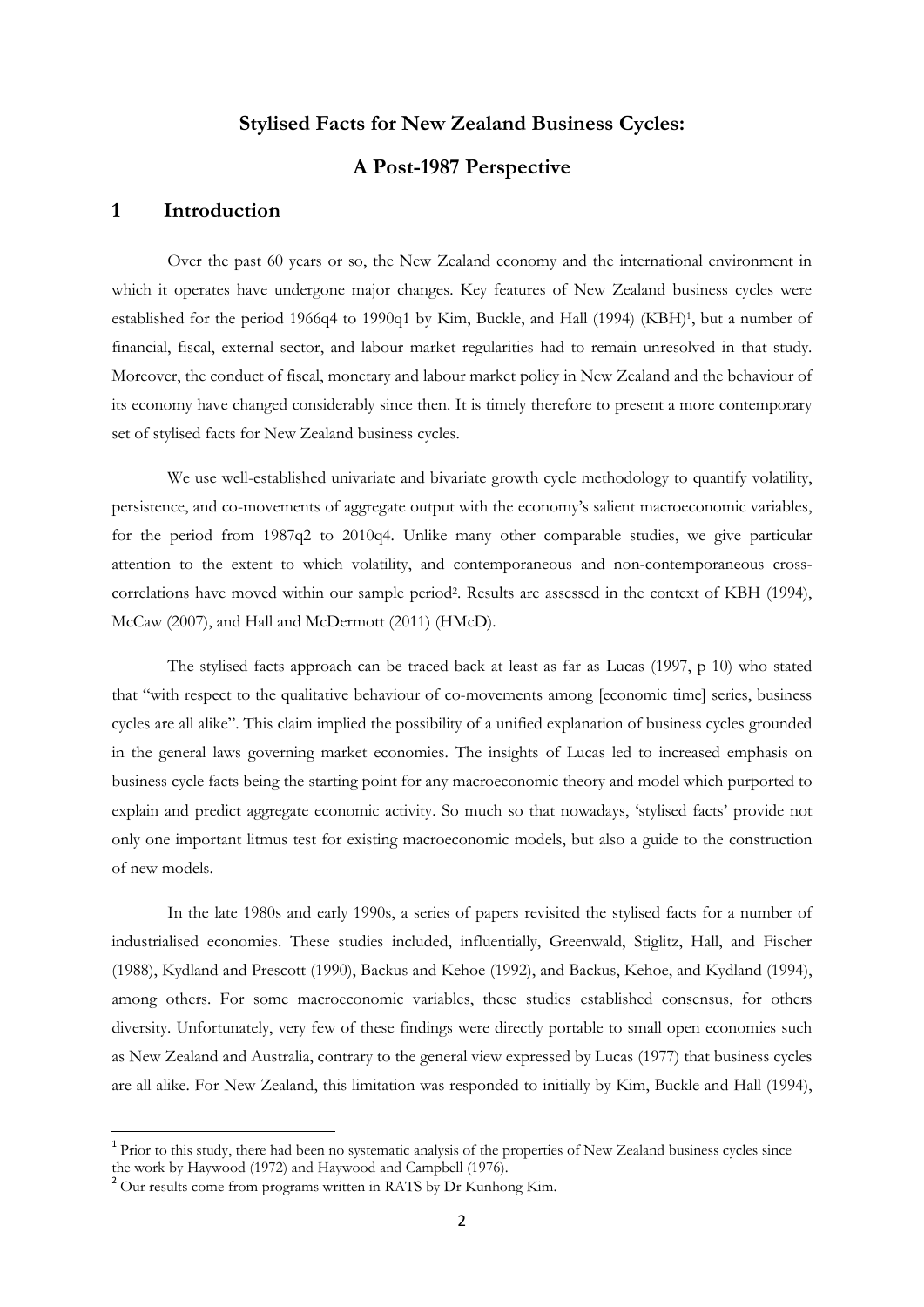# Stylised Facts for New Zealand Business Cycles:

# A Post-1987 Perspective

## 1 Introduction

Over the past 60 years or so, the New Zealand economy and the international environment in which it operates have undergone major changes. Key features of New Zealand business cycles were established for the period 1966q4 to 1990q1 by Kim, Buckle, and Hall (1994) (KBH)[1], but a number of financial, fiscal, external sector, and labour market regularities had to remain unresolved in that study. Moreover, the conduct of fiscal, monetary and labour market policy in New Zealand and the behaviour of its economy have changed considerably since then. It is timely therefore to present a more contemporary set of stylised facts for New Zealand business cycles.

We use well-established univariate and bivariate growth cycle methodology to quantify volatility, persistence, and co-movements of aggregate output with the economy's salient macroeconomic variables, for the period from 1987q2 to 2010q4. Unlike many other comparable studies, we give particular attention to the extent to which volatility, and contemporaneous and non-contemporaneous cross-correlations have moved within our sample period[2]. Results are assessed in the context of KBH (1994), McCaw (2007), and Hall and McDermott (2011) (HMcD).

The stylised facts approach can be traced back at least as far as Lucas (1997, p 10) who stated that "with respect to the qualitative behaviour of co-movements among [economic time] series, business cycles are all alike". This claim implied the possibility of a unified explanation of business cycles grounded in the general laws governing market economies. The insights of Lucas led to increased emphasis on business cycle facts being the starting point for any macroeconomic theory and model which purported to explain and predict aggregate economic activity. So much so that nowadays, 'stylised facts' provide not only one important litmus test for existing macroeconomic models, but also a guide to the construction of new models.

In the late 1980s and early 1990s, a series of papers revisited the stylised facts for a number of industrialised economies. These studies included, influentially, Greenwald, Stiglitz, Hall, and Fischer (1988), Kydland and Prescott (1990), Backus and Kehoe (1992), and Backus, Kehoe, and Kydland (1994), among others. For some macroeconomic variables, these studies established consensus, for others diversity. Unfortunately, very few of these findings were directly portable to small open economies such as New Zealand and Australia, contrary to the general view expressed by Lucas (1977) that business cycles are all alike. For New Zealand, this limitation was responded to initially by Kim, Buckle and Hall (1994),

[1] Prior to this study, there had been no systematic analysis of the properties of New Zealand business cycles since the work by Haywood (1972) and Haywood and Campbell (1976).

[2] Our results come from programs written in RATS by Dr Kunhong Kim.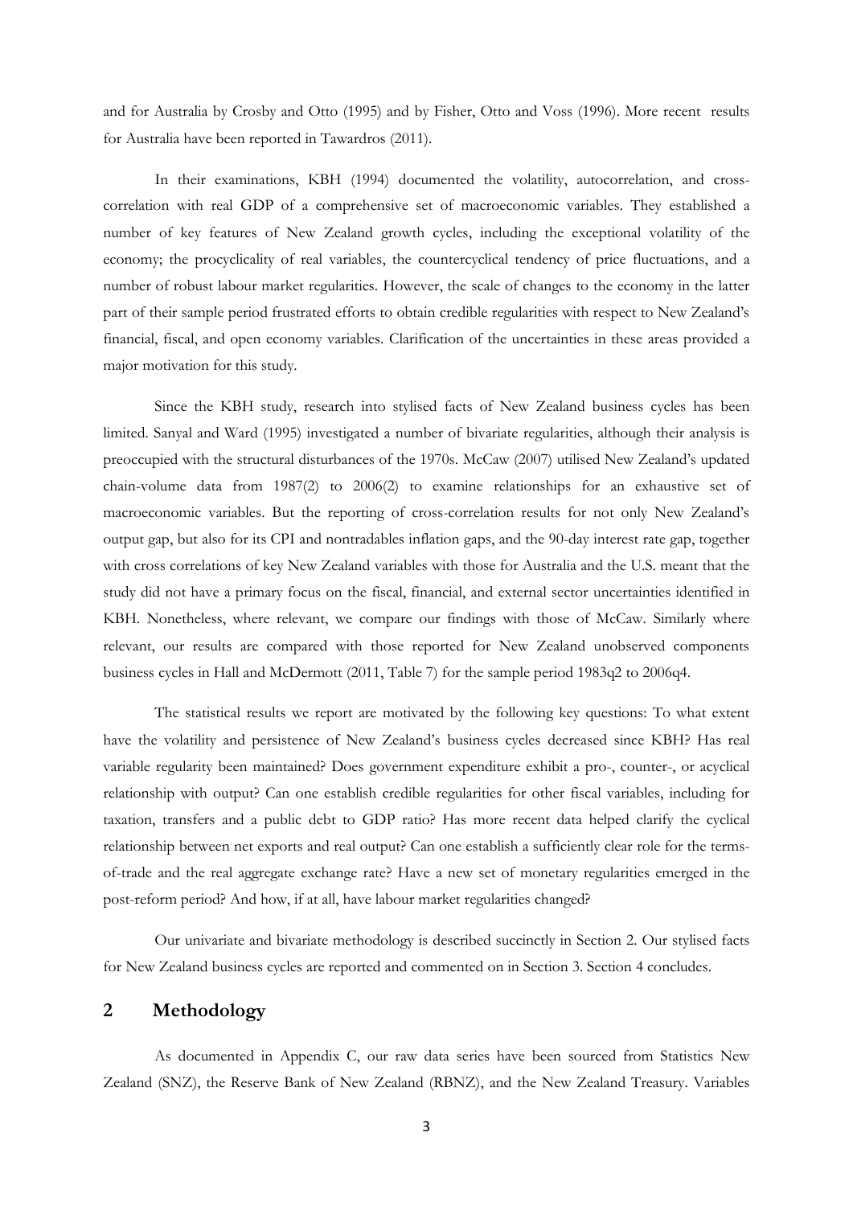and for Australia by Crosby and Otto (1995) and by Fisher, Otto and Voss (1996). More recent results for Australia have been reported in Tawardros (2011).

In their examinations, KBH (1994) documented the volatility, autocorrelation, and cross-correlation with real GDP of a comprehensive set of macroeconomic variables. They established a number of key features of New Zealand growth cycles, including the exceptional volatility of the economy; the procyclicality of real variables, the countercyclical tendency of price fluctuations, and a number of robust labour market regularities. However, the scale of changes to the economy in the latter part of their sample period frustrated efforts to obtain credible regularities with respect to New Zealand's financial, fiscal, and open economy variables. Clarification of the uncertainties in these areas provided a major motivation for this study.

Since the KBH study, research into stylised facts of New Zealand business cycles has been limited. Sanyal and Ward (1995) investigated a number of bivariate regularities, although their analysis is preoccupied with the structural disturbances of the 1970s. McCaw (2007) utilised New Zealand's updated chain-volume data from 1987(2) to 2006(2) to examine relationships for an exhaustive set of macroeconomic variables. But the reporting of cross-correlation results for not only New Zealand's output gap, but also for its CPI and nontradables inflation gaps, and the 90-day interest rate gap, together with cross correlations of key New Zealand variables with those for Australia and the U.S. meant that the study did not have a primary focus on the fiscal, financial, and external sector uncertainties identified in KBH. Nonetheless, where relevant, we compare our findings with those of McCaw. Similarly where relevant, our results are compared with those reported for New Zealand unobserved components business cycles in Hall and McDermott (2011, Table 7) for the sample period 1983q2 to 2006q4.

The statistical results we report are motivated by the following key questions: To what extent have the volatility and persistence of New Zealand's business cycles decreased since KBH? Has real variable regularity been maintained? Does government expenditure exhibit a pro-, counter-, or acyclical relationship with output? Can one establish credible regularities for other fiscal variables, including for taxation, transfers and a public debt to GDP ratio? Has more recent data helped clarify the cyclical relationship between net exports and real output? Can one establish a sufficiently clear role for the terms-of-trade and the real aggregate exchange rate? Have a new set of monetary regularities emerged in the post-reform period? And how, if at all, have labour market regularities changed?

Our univariate and bivariate methodology is described succinctly in Section 2. Our stylised facts for New Zealand business cycles are reported and commented on in Section 3. Section 4 concludes.

## 2 Methodology

As documented in Appendix C, our raw data series have been sourced from Statistics New Zealand (SNZ), the Reserve Bank of New Zealand (RBNZ), and the New Zealand Treasury. Variables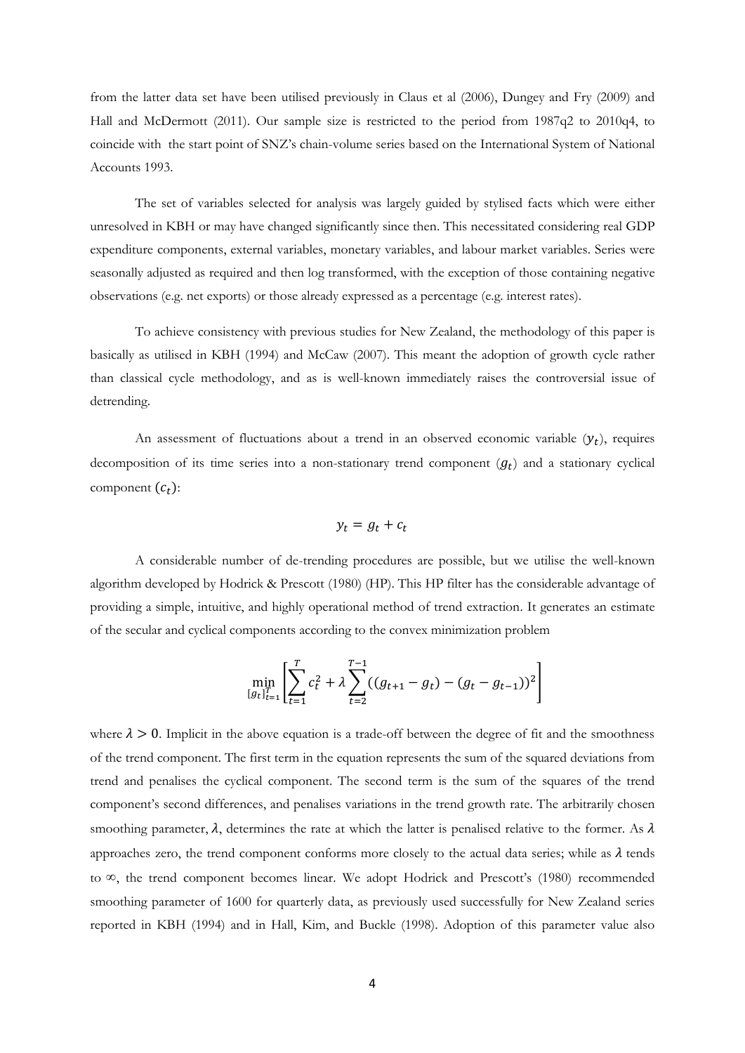from the latter data set have been utilised previously in Claus et al (2006), Dungey and Fry (2009) and Hall and McDermott (2011). Our sample size is restricted to the period from 1987q2 to 2010q4, to coincide with the start point of SNZ's chain-volume series based on the International System of National Accounts 1993.

The set of variables selected for analysis was largely guided by stylised facts which were either unresolved in KBH or may have changed significantly since then. This necessitated considering real GDP expenditure components, external variables, monetary variables, and labour market variables. Series were seasonally adjusted as required and then log transformed, with the exception of those containing negative observations (e.g. net exports) or those already expressed as a percentage (e.g. interest rates).

To achieve consistency with previous studies for New Zealand, the methodology of this paper is basically as utilised in KBH (1994) and McCaw (2007). This meant the adoption of growth cycle rather than classical cycle methodology, and as is well-known immediately raises the controversial issue of detrending.

An assessment of fluctuations about a trend in an observed economic variable ($y_t$), requires decomposition of its time series into a non-stationary trend component ($g_t$) and a stationary cyclical component ($c_t$):

$$y_t = g_t + c_t$$

A considerable number of de-trending procedures are possible, but we utilise the well-known algorithm developed by Hodrick & Prescott (1980) (HP). This HP filter has the considerable advantage of providing a simple, intuitive, and highly operational method of trend extraction. It generates an estimate of the secular and cyclical components according to the convex minimization problem

$$\min_{[g_t]_{t=1}^{T}} \left[ \sum_{t=1}^{T} c_t^2 + \lambda \sum_{t=2}^{T-1} ((g_{t+1} - g_t) - (g_t - g_{t-1}))^2 \right]$$

where $\lambda > 0$. Implicit in the above equation is a trade-off between the degree of fit and the smoothness of the trend component. The first term in the equation represents the sum of the squared deviations from trend and penalises the cyclical component. The second term is the sum of the squares of the trend component's second differences, and penalises variations in the trend growth rate. The arbitrarily chosen smoothing parameter, $\lambda$, determines the rate at which the latter is penalised relative to the former. As $\lambda$ approaches zero, the trend component conforms more closely to the actual data series; while as $\lambda$ tends to $\infty$, the trend component becomes linear. We adopt Hodrick and Prescott's (1980) recommended smoothing parameter of 1600 for quarterly data, as previously used successfully for New Zealand series reported in KBH (1994) and in Hall, Kim, and Buckle (1998). Adoption of this parameter value also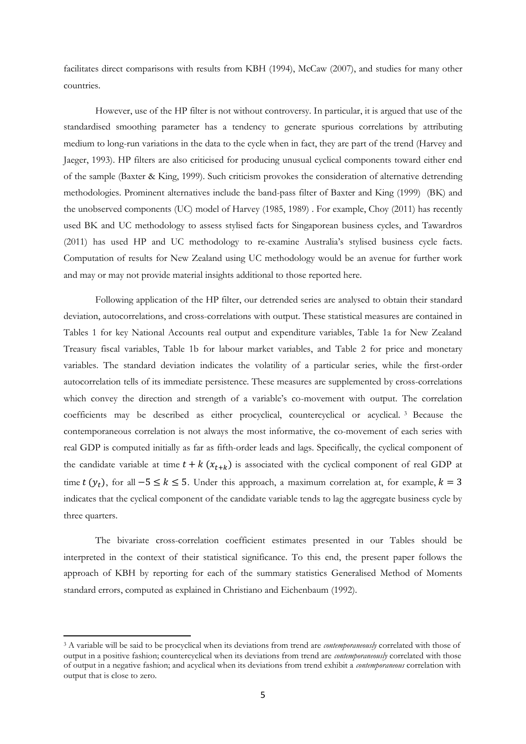facilitates direct comparisons with results from KBH (1994), McCaw (2007), and studies for many other countries.

However, use of the HP filter is not without controversy. In particular, it is argued that use of the standardised smoothing parameter has a tendency to generate spurious correlations by attributing medium to long-run variations in the data to the cycle when in fact, they are part of the trend (Harvey and Jaeger, 1993). HP filters are also criticised for producing unusual cyclical components toward either end of the sample (Baxter & King, 1999). Such criticism provokes the consideration of alternative detrending methodologies. Prominent alternatives include the band-pass filter of Baxter and King (1999) (BK) and the unobserved components (UC) model of Harvey (1985, 1989) . For example, Choy (2011) has recently used BK and UC methodology to assess stylised facts for Singaporean business cycles, and Tawardros (2011) has used HP and UC methodology to re-examine Australia's stylised business cycle facts. Computation of results for New Zealand using UC methodology would be an avenue for further work and may or may not provide material insights additional to those reported here.

Following application of the HP filter, our detrended series are analysed to obtain their standard deviation, autocorrelations, and cross-correlations with output. These statistical measures are contained in Tables 1 for key National Accounts real output and expenditure variables, Table 1a for New Zealand Treasury fiscal variables, Table 1b for labour market variables, and Table 2 for price and monetary variables. The standard deviation indicates the volatility of a particular series, while the first-order autocorrelation tells of its immediate persistence. These measures are supplemented by cross-correlations which convey the direction and strength of a variable's co-movement with output. The correlation coefficients may be described as either procyclical, countercyclical or acyclical. [3] Because the contemporaneous correlation is not always the most informative, the co-movement of each series with real GDP is computed initially as far as fifth-order leads and lags. Specifically, the cyclical component of the candidate variable at time $t + k$ ($x_{t+k}$) is associated with the cyclical component of real GDP at time $t$ ($y_t$), for all $-5 \leq k \leq 5$. Under this approach, a maximum correlation at, for example, $k = 3$ indicates that the cyclical component of the candidate variable tends to lag the aggregate business cycle by three quarters.

The bivariate cross-correlation coefficient estimates presented in our Tables should be interpreted in the context of their statistical significance. To this end, the present paper follows the approach of KBH by reporting for each of the summary statistics Generalised Method of Moments standard errors, computed as explained in Christiano and Eichenbaum (1992).

[3] A variable will be said to be procyclical when its deviations from trend are *contemporaneously* correlated with those of output in a positive fashion; countercyclical when its deviations from trend are *contemporaneously* correlated with those of output in a negative fashion; and acyclical when its deviations from trend exhibit a *contemporaneous* correlation with output that is close to zero.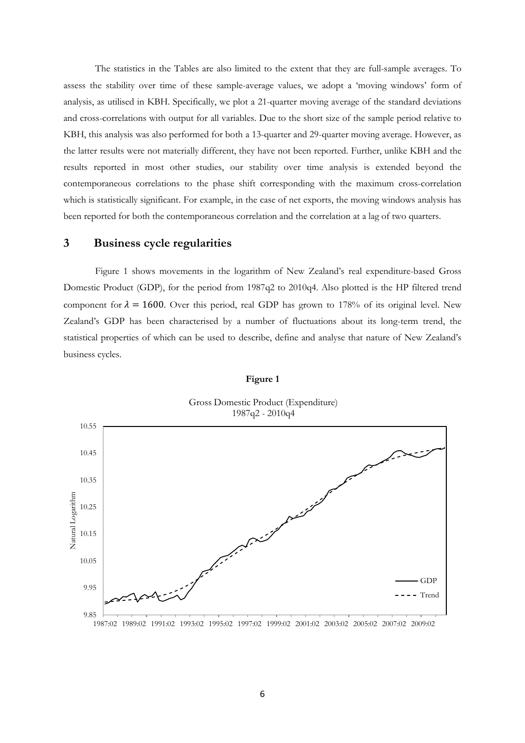The statistics in the Tables are also limited to the extent that they are full-sample averages. To assess the stability over time of these sample-average values, we adopt a 'moving windows' form of analysis, as utilised in KBH. Specifically, we plot a 21-quarter moving average of the standard deviations and cross-correlations with output for all variables. Due to the short size of the sample period relative to KBH, this analysis was also performed for both a 13-quarter and 29-quarter moving average. However, as the latter results were not materially different, they have not been reported. Further, unlike KBH and the results reported in most other studies, our stability over time analysis is extended beyond the contemporaneous correlations to the phase shift corresponding with the maximum cross-correlation which is statistically significant. For example, in the case of net exports, the moving windows analysis has been reported for both the contemporaneous correlation and the correlation at a lag of two quarters.

# 3 Business cycle regularities

Figure 1 shows movements in the logarithm of New Zealand's real expenditure-based Gross Domestic Product (GDP), for the period from 1987q2 to 2010q4. Also plotted is the HP filtered trend component for $\lambda = 1600$. Over this period, real GDP has grown to 178% of its original level. New Zealand's GDP has been characterised by a number of fluctuations about its long-term trend, the statistical properties of which can be used to describe, define and analyse that nature of New Zealand's business cycles.

**Figure 1**

Gross Domestic Product (Expenditure)
1987q2 - 2010q4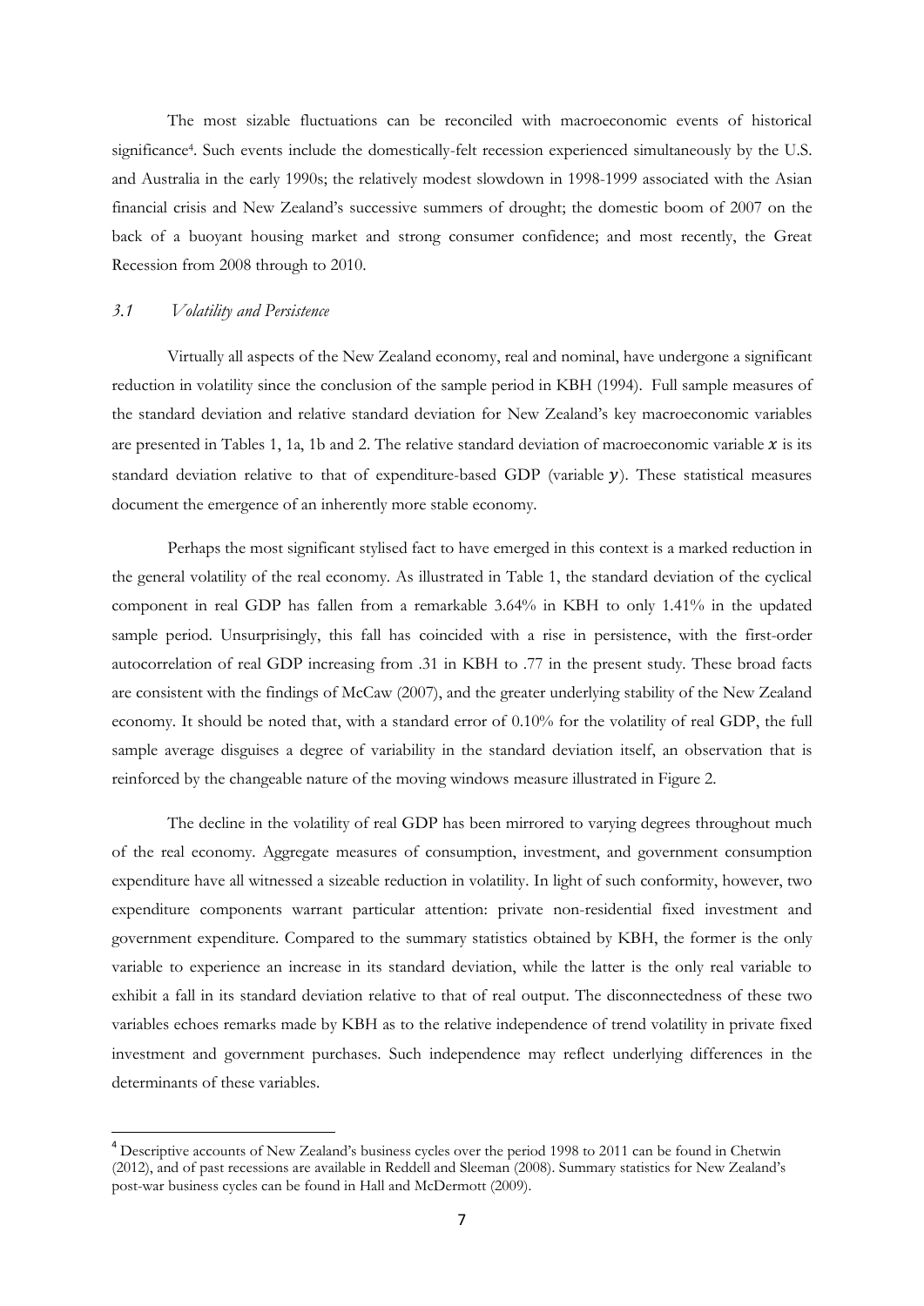The most sizable fluctuations can be reconciled with macroeconomic events of historical significance[4]. Such events include the domestically-felt recession experienced simultaneously by the U.S. and Australia in the early 1990s; the relatively modest slowdown in 1998-1999 associated with the Asian financial crisis and New Zealand's successive summers of drought; the domestic boom of 2007 on the back of a buoyant housing market and strong consumer confidence; and most recently, the Great Recession from 2008 through to 2010.

### *3.1 Volatility and Persistence*

Virtually all aspects of the New Zealand economy, real and nominal, have undergone a significant reduction in volatility since the conclusion of the sample period in KBH (1994). Full sample measures of the standard deviation and relative standard deviation for New Zealand's key macroeconomic variables are presented in Tables 1, 1a, 1b and 2. The relative standard deviation of macroeconomic variable $x$ is its standard deviation relative to that of expenditure-based GDP (variable $y$). These statistical measures document the emergence of an inherently more stable economy.

Perhaps the most significant stylised fact to have emerged in this context is a marked reduction in the general volatility of the real economy. As illustrated in Table 1, the standard deviation of the cyclical component in real GDP has fallen from a remarkable 3.64% in KBH to only 1.41% in the updated sample period. Unsurprisingly, this fall has coincided with a rise in persistence, with the first-order autocorrelation of real GDP increasing from .31 in KBH to .77 in the present study. These broad facts are consistent with the findings of McCaw (2007), and the greater underlying stability of the New Zealand economy. It should be noted that, with a standard error of 0.10% for the volatility of real GDP, the full sample average disguises a degree of variability in the standard deviation itself, an observation that is reinforced by the changeable nature of the moving windows measure illustrated in Figure 2.

The decline in the volatility of real GDP has been mirrored to varying degrees throughout much of the real economy. Aggregate measures of consumption, investment, and government consumption expenditure have all witnessed a sizeable reduction in volatility. In light of such conformity, however, two expenditure components warrant particular attention: private non-residential fixed investment and government expenditure. Compared to the summary statistics obtained by KBH, the former is the only variable to experience an increase in its standard deviation, while the latter is the only real variable to exhibit a fall in its standard deviation relative to that of real output. The disconnectedness of these two variables echoes remarks made by KBH as to the relative independence of trend volatility in private fixed investment and government purchases. Such independence may reflect underlying differences in the determinants of these variables.

[4] Descriptive accounts of New Zealand's business cycles over the period 1998 to 2011 can be found in Chetwin (2012), and of past recessions are available in Reddell and Sleeman (2008). Summary statistics for New Zealand's post-war business cycles can be found in Hall and McDermott (2009).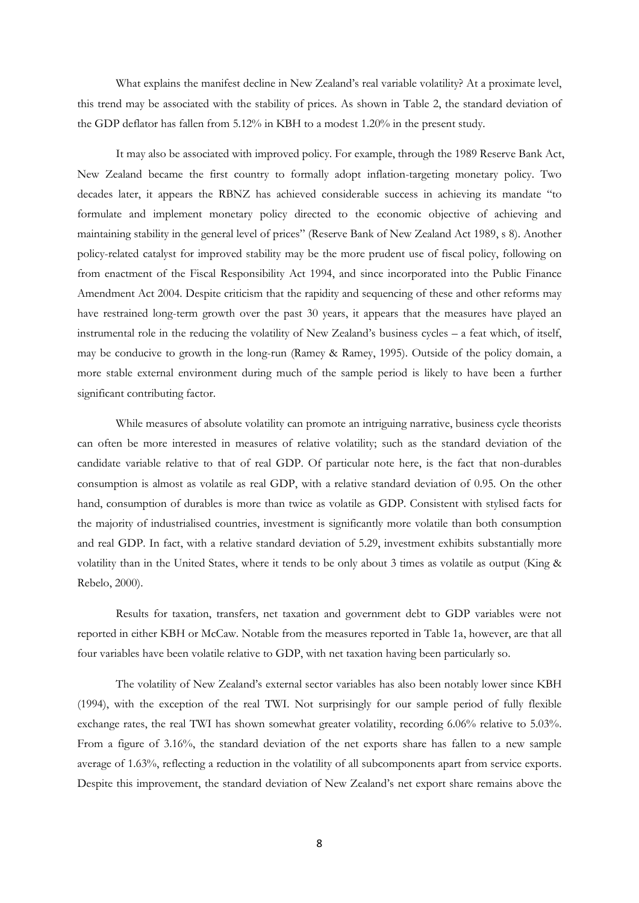What explains the manifest decline in New Zealand's real variable volatility? At a proximate level, this trend may be associated with the stability of prices. As shown in Table 2, the standard deviation of the GDP deflator has fallen from 5.12% in KBH to a modest 1.20% in the present study.

It may also be associated with improved policy. For example, through the 1989 Reserve Bank Act, New Zealand became the first country to formally adopt inflation-targeting monetary policy. Two decades later, it appears the RBNZ has achieved considerable success in achieving its mandate "to formulate and implement monetary policy directed to the economic objective of achieving and maintaining stability in the general level of prices" (Reserve Bank of New Zealand Act 1989, s 8). Another policy-related catalyst for improved stability may be the more prudent use of fiscal policy, following on from enactment of the Fiscal Responsibility Act 1994, and since incorporated into the Public Finance Amendment Act 2004. Despite criticism that the rapidity and sequencing of these and other reforms may have restrained long-term growth over the past 30 years, it appears that the measures have played an instrumental role in the reducing the volatility of New Zealand's business cycles – a feat which, of itself, may be conducive to growth in the long-run (Ramey & Ramey, 1995). Outside of the policy domain, a more stable external environment during much of the sample period is likely to have been a further significant contributing factor.

While measures of absolute volatility can promote an intriguing narrative, business cycle theorists can often be more interested in measures of relative volatility; such as the standard deviation of the candidate variable relative to that of real GDP. Of particular note here, is the fact that non-durables consumption is almost as volatile as real GDP, with a relative standard deviation of 0.95. On the other hand, consumption of durables is more than twice as volatile as GDP. Consistent with stylised facts for the majority of industrialised countries, investment is significantly more volatile than both consumption and real GDP. In fact, with a relative standard deviation of 5.29, investment exhibits substantially more volatility than in the United States, where it tends to be only about 3 times as volatile as output (King & Rebelo, 2000).

Results for taxation, transfers, net taxation and government debt to GDP variables were not reported in either KBH or McCaw. Notable from the measures reported in Table 1a, however, are that all four variables have been volatile relative to GDP, with net taxation having been particularly so.

The volatility of New Zealand's external sector variables has also been notably lower since KBH (1994), with the exception of the real TWI. Not surprisingly for our sample period of fully flexible exchange rates, the real TWI has shown somewhat greater volatility, recording 6.06% relative to 5.03%. From a figure of 3.16%, the standard deviation of the net exports share has fallen to a new sample average of 1.63%, reflecting a reduction in the volatility of all subcomponents apart from service exports. Despite this improvement, the standard deviation of New Zealand's net export share remains above the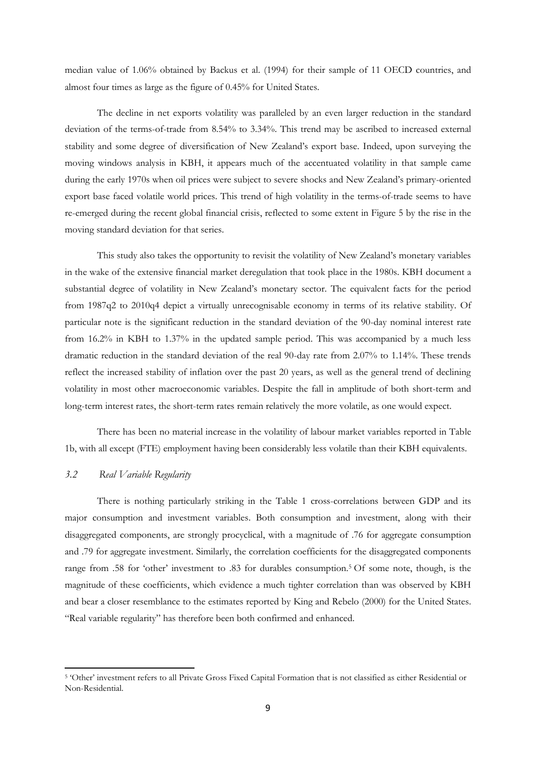median value of 1.06% obtained by Backus et al. (1994) for their sample of 11 OECD countries, and almost four times as large as the figure of 0.45% for United States.

The decline in net exports volatility was paralleled by an even larger reduction in the standard deviation of the terms-of-trade from 8.54% to 3.34%. This trend may be ascribed to increased external stability and some degree of diversification of New Zealand's export base. Indeed, upon surveying the moving windows analysis in KBH, it appears much of the accentuated volatility in that sample came during the early 1970s when oil prices were subject to severe shocks and New Zealand's primary-oriented export base faced volatile world prices. This trend of high volatility in the terms-of-trade seems to have re-emerged during the recent global financial crisis, reflected to some extent in Figure 5 by the rise in the moving standard deviation for that series.

This study also takes the opportunity to revisit the volatility of New Zealand's monetary variables in the wake of the extensive financial market deregulation that took place in the 1980s. KBH document a substantial degree of volatility in New Zealand's monetary sector. The equivalent facts for the period from 1987q2 to 2010q4 depict a virtually unrecognisable economy in terms of its relative stability. Of particular note is the significant reduction in the standard deviation of the 90-day nominal interest rate from 16.2% in KBH to 1.37% in the updated sample period. This was accompanied by a much less dramatic reduction in the standard deviation of the real 90-day rate from 2.07% to 1.14%. These trends reflect the increased stability of inflation over the past 20 years, as well as the general trend of declining volatility in most other macroeconomic variables. Despite the fall in amplitude of both short-term and long-term interest rates, the short-term rates remain relatively the more volatile, as one would expect.

There has been no material increase in the volatility of labour market variables reported in Table 1b, with all except (FTE) employment having been considerably less volatile than their KBH equivalents.

### *3.2 Real Variable Regularity*

There is nothing particularly striking in the Table 1 cross-correlations between GDP and its major consumption and investment variables. Both consumption and investment, along with their disaggregated components, are strongly procyclical, with a magnitude of .76 for aggregate consumption and .79 for aggregate investment. Similarly, the correlation coefficients for the disaggregated components range from .58 for 'other' investment to .83 for durables consumption.[5] Of some note, though, is the magnitude of these coefficients, which evidence a much tighter correlation than was observed by KBH and bear a closer resemblance to the estimates reported by King and Rebelo (2000) for the United States. "Real variable regularity" has therefore been both confirmed and enhanced.

---

[5] 'Other' investment refers to all Private Gross Fixed Capital Formation that is not classified as either Residential or Non-Residential.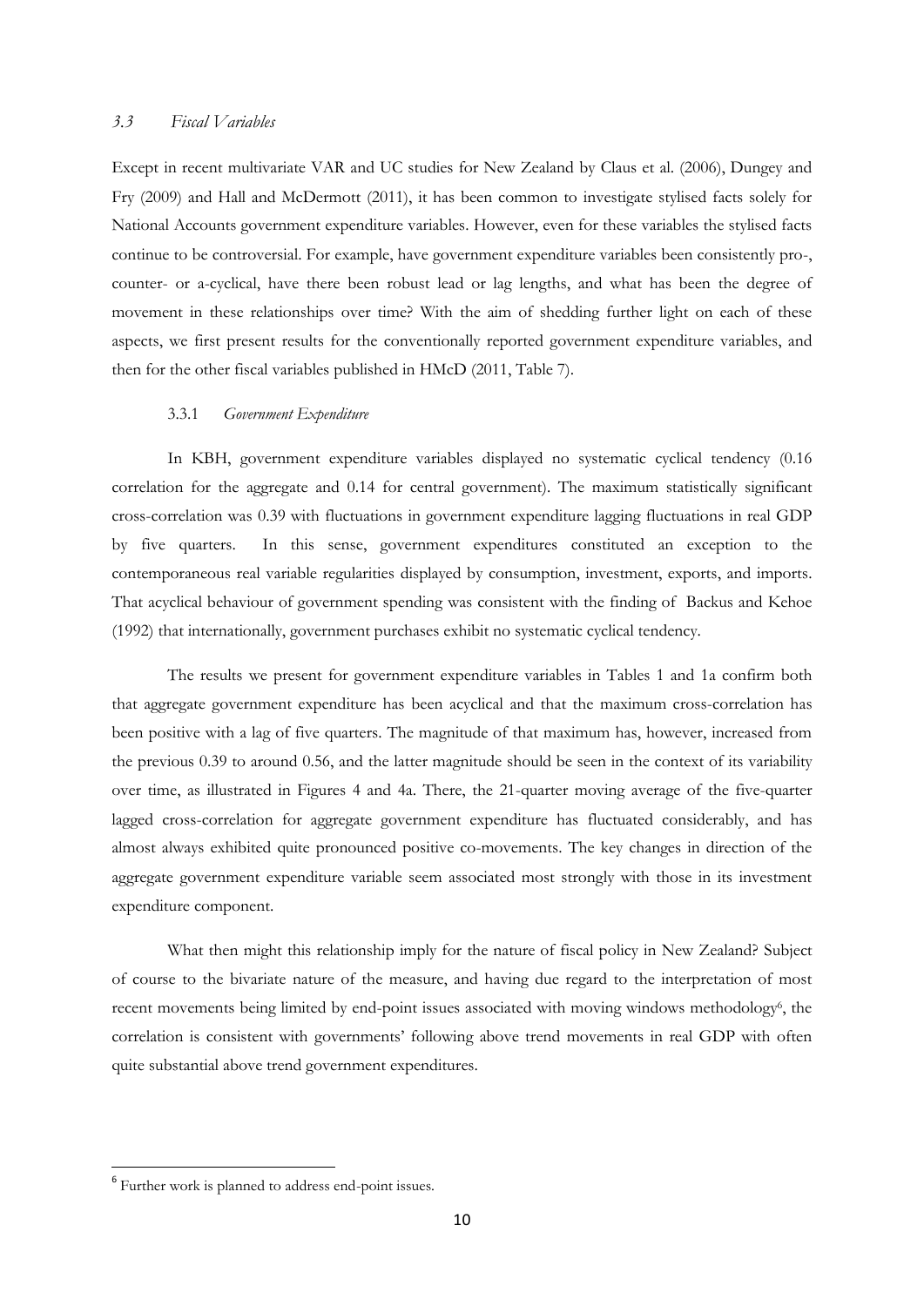### *3.3 Fiscal Variables*

Except in recent multivariate VAR and UC studies for New Zealand by Claus et al. (2006), Dungey and Fry (2009) and Hall and McDermott (2011), it has been common to investigate stylised facts solely for National Accounts government expenditure variables. However, even for these variables the stylised facts continue to be controversial. For example, have government expenditure variables been consistently pro-, counter- or a-cyclical, have there been robust lead or lag lengths, and what has been the degree of movement in these relationships over time? With the aim of shedding further light on each of these aspects, we first present results for the conventionally reported government expenditure variables, and then for the other fiscal variables published in HMcD (2011, Table 7).

#### 3.3.1 *Government Expenditure*

In KBH, government expenditure variables displayed no systematic cyclical tendency (0.16 correlation for the aggregate and 0.14 for central government). The maximum statistically significant cross-correlation was 0.39 with fluctuations in government expenditure lagging fluctuations in real GDP by five quarters. In this sense, government expenditures constituted an exception to the contemporaneous real variable regularities displayed by consumption, investment, exports, and imports. That acyclical behaviour of government spending was consistent with the finding of Backus and Kehoe (1992) that internationally, government purchases exhibit no systematic cyclical tendency.

The results we present for government expenditure variables in Tables 1 and 1a confirm both that aggregate government expenditure has been acyclical and that the maximum cross-correlation has been positive with a lag of five quarters. The magnitude of that maximum has, however, increased from the previous 0.39 to around 0.56, and the latter magnitude should be seen in the context of its variability over time, as illustrated in Figures 4 and 4a. There, the 21-quarter moving average of the five-quarter lagged cross-correlation for aggregate government expenditure has fluctuated considerably, and has almost always exhibited quite pronounced positive co-movements. The key changes in direction of the aggregate government expenditure variable seem associated most strongly with those in its investment expenditure component.

What then might this relationship imply for the nature of fiscal policy in New Zealand? Subject of course to the bivariate nature of the measure, and having due regard to the interpretation of most recent movements being limited by end-point issues associated with moving windows methodology[6], the correlation is consistent with governments' following above trend movements in real GDP with often quite substantial above trend government expenditures.

[6] Further work is planned to address end-point issues.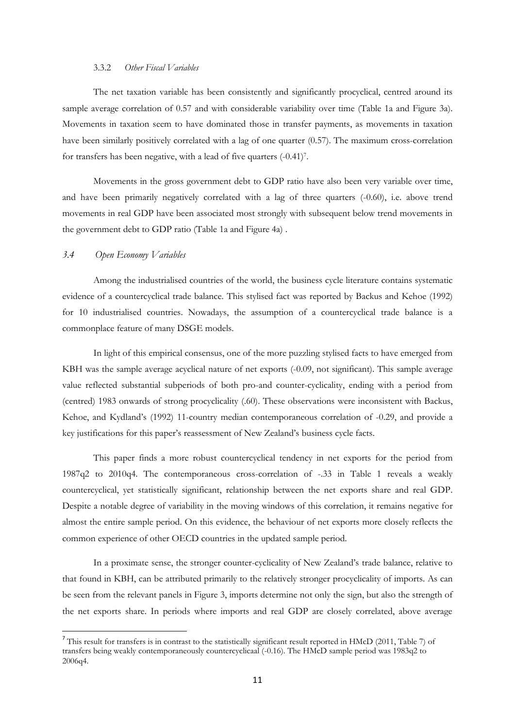#### 3.3.2 *Other Fiscal Variables*

The net taxation variable has been consistently and significantly procyclical, centred around its sample average correlation of 0.57 and with considerable variability over time (Table 1a and Figure 3a). Movements in taxation seem to have dominated those in transfer payments, as movements in taxation have been similarly positively correlated with a lag of one quarter (0.57). The maximum cross-correlation for transfers has been negative, with a lead of five quarters (-0.41)[7].

Movements in the gross government debt to GDP ratio have also been very variable over time, and have been primarily negatively correlated with a lag of three quarters (-0.60), i.e. above trend movements in real GDP have been associated most strongly with subsequent below trend movements in the government debt to GDP ratio (Table 1a and Figure 4a) .

### *3.4 Open Economy Variables*

Among the industrialised countries of the world, the business cycle literature contains systematic evidence of a countercyclical trade balance. This stylised fact was reported by Backus and Kehoe (1992) for 10 industrialised countries. Nowadays, the assumption of a countercyclical trade balance is a commonplace feature of many DSGE models.

In light of this empirical consensus, one of the more puzzling stylised facts to have emerged from KBH was the sample average acyclical nature of net exports (-0.09, not significant). This sample average value reflected substantial subperiods of both pro-and counter-cyclicality, ending with a period from (centred) 1983 onwards of strong procyclicality (.60). These observations were inconsistent with Backus, Kehoe, and Kydland's (1992) 11-country median contemporaneous correlation of -0.29, and provide a key justifications for this paper's reassessment of New Zealand's business cycle facts.

This paper finds a more robust countercyclical tendency in net exports for the period from 1987q2 to 2010q4. The contemporaneous cross-correlation of -.33 in Table 1 reveals a weakly countercyclical, yet statistically significant, relationship between the net exports share and real GDP. Despite a notable degree of variability in the moving windows of this correlation, it remains negative for almost the entire sample period. On this evidence, the behaviour of net exports more closely reflects the common experience of other OECD countries in the updated sample period.

In a proximate sense, the stronger counter-cyclicality of New Zealand's trade balance, relative to that found in KBH, can be attributed primarily to the relatively stronger procyclicality of imports. As can be seen from the relevant panels in Figure 3, imports determine not only the sign, but also the strength of the net exports share. In periods where imports and real GDP are closely correlated, above average

---

[7] This result for transfers is in contrast to the statistically significant result reported in HMcD (2011, Table 7) of transfers being weakly contemporaneously countercyclicaal (-0.16). The HMcD sample period was 1983q2 to 2006q4.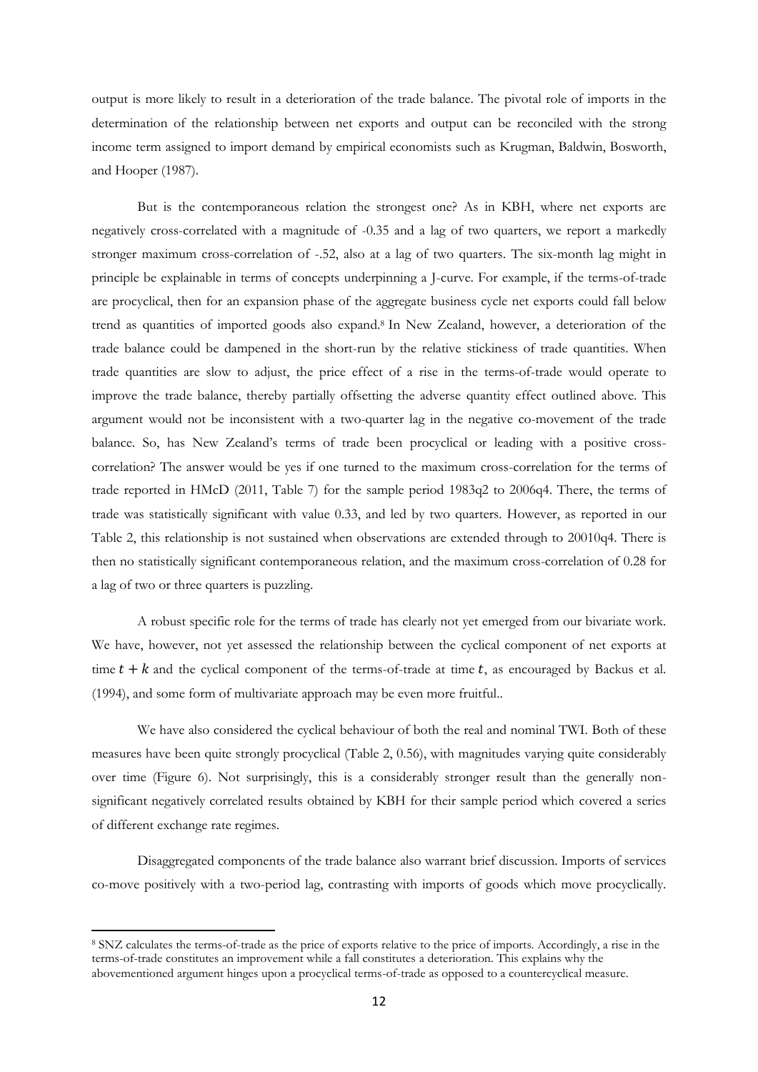output is more likely to result in a deterioration of the trade balance. The pivotal role of imports in the determination of the relationship between net exports and output can be reconciled with the strong income term assigned to import demand by empirical economists such as Krugman, Baldwin, Bosworth, and Hooper (1987).

But is the contemporaneous relation the strongest one? As in KBH, where net exports are negatively cross-correlated with a magnitude of -0.35 and a lag of two quarters, we report a markedly stronger maximum cross-correlation of -.52, also at a lag of two quarters. The six-month lag might in principle be explainable in terms of concepts underpinning a J-curve. For example, if the terms-of-trade are procyclical, then for an expansion phase of the aggregate business cycle net exports could fall below trend as quantities of imported goods also expand.[8] In New Zealand, however, a deterioration of the trade balance could be dampened in the short-run by the relative stickiness of trade quantities. When trade quantities are slow to adjust, the price effect of a rise in the terms-of-trade would operate to improve the trade balance, thereby partially offsetting the adverse quantity effect outlined above. This argument would not be inconsistent with a two-quarter lag in the negative co-movement of the trade balance. So, has New Zealand's terms of trade been procyclical or leading with a positive cross-correlation? The answer would be yes if one turned to the maximum cross-correlation for the terms of trade reported in HMcD (2011, Table 7) for the sample period 1983q2 to 2006q4. There, the terms of trade was statistically significant with value 0.33, and led by two quarters. However, as reported in our Table 2, this relationship is not sustained when observations are extended through to 20010q4. There is then no statistically significant contemporaneous relation, and the maximum cross-correlation of 0.28 for a lag of two or three quarters is puzzling.

A robust specific role for the terms of trade has clearly not yet emerged from our bivariate work. We have, however, not yet assessed the relationship between the cyclical component of net exports at time $t + k$ and the cyclical component of the terms-of-trade at time $t$, as encouraged by Backus et al. (1994), and some form of multivariate approach may be even more fruitful..

We have also considered the cyclical behaviour of both the real and nominal TWI. Both of these measures have been quite strongly procyclical (Table 2, 0.56), with magnitudes varying quite considerably over time (Figure 6). Not surprisingly, this is a considerably stronger result than the generally non-significant negatively correlated results obtained by KBH for their sample period which covered a series of different exchange rate regimes.

Disaggregated components of the trade balance also warrant brief discussion. Imports of services co-move positively with a two-period lag, contrasting with imports of goods which move procyclically.

[8] SNZ calculates the terms-of-trade as the price of exports relative to the price of imports. Accordingly, a rise in the terms-of-trade constitutes an improvement while a fall constitutes a deterioration. This explains why the abovementioned argument hinges upon a procyclical terms-of-trade as opposed to a countercyclical measure.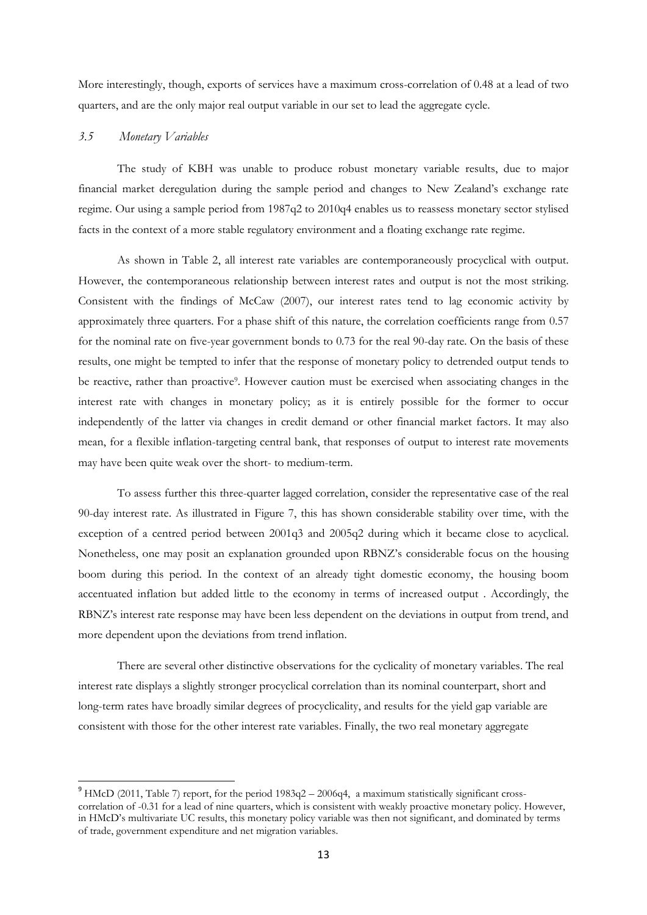More interestingly, though, exports of services have a maximum cross-correlation of 0.48 at a lead of two quarters, and are the only major real output variable in our set to lead the aggregate cycle.

### *3.5 Monetary Variables*

The study of KBH was unable to produce robust monetary variable results, due to major financial market deregulation during the sample period and changes to New Zealand's exchange rate regime. Our using a sample period from 1987q2 to 2010q4 enables us to reassess monetary sector stylised facts in the context of a more stable regulatory environment and a floating exchange rate regime.

As shown in Table 2, all interest rate variables are contemporaneously procyclical with output. However, the contemporaneous relationship between interest rates and output is not the most striking. Consistent with the findings of McCaw (2007), our interest rates tend to lag economic activity by approximately three quarters. For a phase shift of this nature, the correlation coefficients range from 0.57 for the nominal rate on five-year government bonds to 0.73 for the real 90-day rate. On the basis of these results, one might be tempted to infer that the response of monetary policy to detrended output tends to be reactive, rather than proactive[9]. However caution must be exercised when associating changes in the interest rate with changes in monetary policy; as it is entirely possible for the former to occur independently of the latter via changes in credit demand or other financial market factors. It may also mean, for a flexible inflation-targeting central bank, that responses of output to interest rate movements may have been quite weak over the short- to medium-term.

To assess further this three-quarter lagged correlation, consider the representative case of the real 90-day interest rate. As illustrated in Figure 7, this has shown considerable stability over time, with the exception of a centred period between 2001q3 and 2005q2 during which it became close to acyclical. Nonetheless, one may posit an explanation grounded upon RBNZ's considerable focus on the housing boom during this period. In the context of an already tight domestic economy, the housing boom accentuated inflation but added little to the economy in terms of increased output . Accordingly, the RBNZ's interest rate response may have been less dependent on the deviations in output from trend, and more dependent upon the deviations from trend inflation.

There are several other distinctive observations for the cyclicality of monetary variables. The real interest rate displays a slightly stronger procyclical correlation than its nominal counterpart, short and long-term rates have broadly similar degrees of procyclicality, and results for the yield gap variable are consistent with those for the other interest rate variables. Finally, the two real monetary aggregate

[9] HMcD (2011, Table 7) report, for the period 1983q2 – 2006q4, a maximum statistically significant cross-correlation of -0.31 for a lead of nine quarters, which is consistent with weakly proactive monetary policy. However, in HMcD's multivariate UC results, this monetary policy variable was then not significant, and dominated by terms of trade, government expenditure and net migration variables.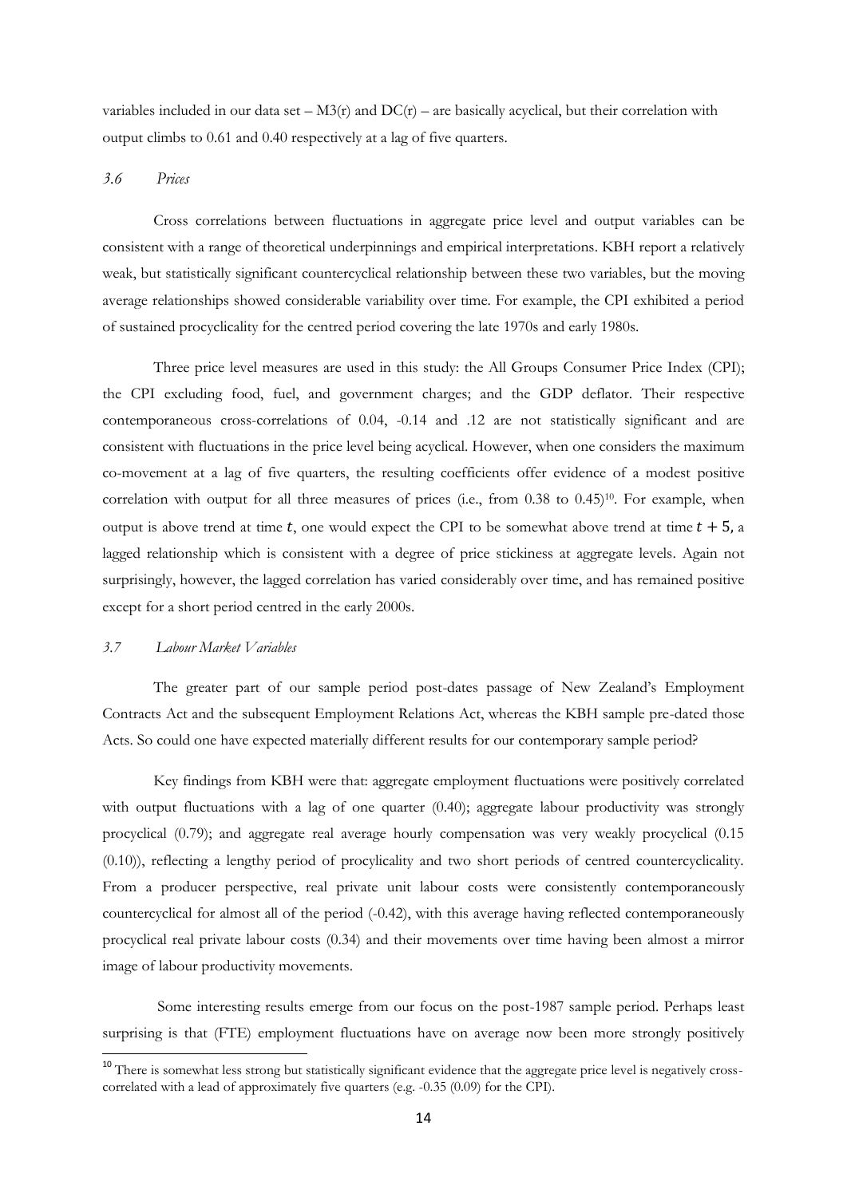variables included in our data set – M3(r) and DC(r) – are basically acyclical, but their correlation with output climbs to 0.61 and 0.40 respectively at a lag of five quarters.

### *3.6 Prices*

Cross correlations between fluctuations in aggregate price level and output variables can be consistent with a range of theoretical underpinnings and empirical interpretations. KBH report a relatively weak, but statistically significant countercyclical relationship between these two variables, but the moving average relationships showed considerable variability over time. For example, the CPI exhibited a period of sustained procyclicality for the centred period covering the late 1970s and early 1980s.

Three price level measures are used in this study: the All Groups Consumer Price Index (CPI); the CPI excluding food, fuel, and government charges; and the GDP deflator. Their respective contemporaneous cross-correlations of 0.04, -0.14 and .12 are not statistically significant and are consistent with fluctuations in the price level being acyclical. However, when one considers the maximum co-movement at a lag of five quarters, the resulting coefficients offer evidence of a modest positive correlation with output for all three measures of prices (i.e., from 0.38 to 0.45)[10]. For example, when output is above trend at time $t$, one would expect the CPI to be somewhat above trend at time $t + 5$, a lagged relationship which is consistent with a degree of price stickiness at aggregate levels. Again not surprisingly, however, the lagged correlation has varied considerably over time, and has remained positive except for a short period centred in the early 2000s.

### *3.7 Labour Market Variables*

The greater part of our sample period post-dates passage of New Zealand's Employment Contracts Act and the subsequent Employment Relations Act, whereas the KBH sample pre-dated those Acts. So could one have expected materially different results for our contemporary sample period?

Key findings from KBH were that: aggregate employment fluctuations were positively correlated with output fluctuations with a lag of one quarter (0.40); aggregate labour productivity was strongly procyclical (0.79); and aggregate real average hourly compensation was very weakly procyclical (0.15 (0.10)), reflecting a lengthy period of procylicality and two short periods of centred countercyclicality. From a producer perspective, real private unit labour costs were consistently contemporaneously countercyclical for almost all of the period (-0.42), with this average having reflected contemporaneously procyclical real private labour costs (0.34) and their movements over time having been almost a mirror image of labour productivity movements.

Some interesting results emerge from our focus on the post-1987 sample period. Perhaps least surprising is that (FTE) employment fluctuations have on average now been more strongly positively

[10] There is somewhat less strong but statistically significant evidence that the aggregate price level is negatively cross-correlated with a lead of approximately five quarters (e.g. -0.35 (0.09) for the CPI).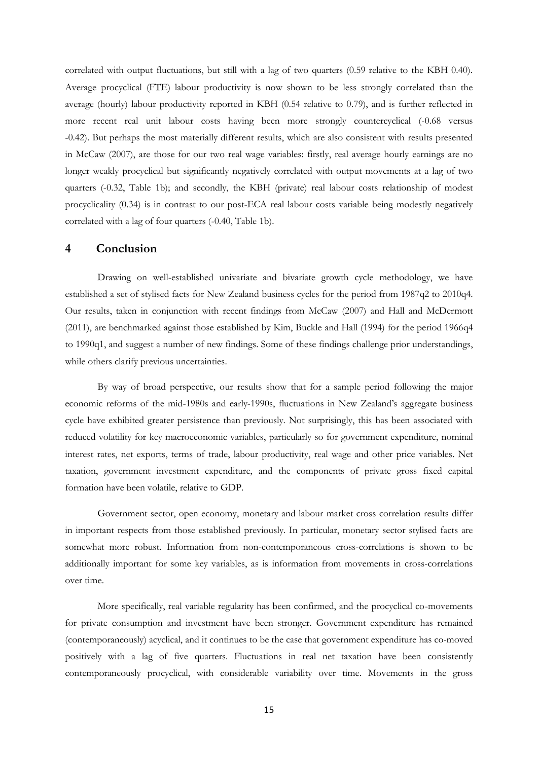correlated with output fluctuations, but still with a lag of two quarters (0.59 relative to the KBH 0.40). Average procyclical (FTE) labour productivity is now shown to be less strongly correlated than the average (hourly) labour productivity reported in KBH (0.54 relative to 0.79), and is further reflected in more recent real unit labour costs having been more strongly countercyclical (-0.68 versus -0.42). But perhaps the most materially different results, which are also consistent with results presented in McCaw (2007), are those for our two real wage variables: firstly, real average hourly earnings are no longer weakly procyclical but significantly negatively correlated with output movements at a lag of two quarters (-0.32, Table 1b); and secondly, the KBH (private) real labour costs relationship of modest procyclicality (0.34) is in contrast to our post-ECA real labour costs variable being modestly negatively correlated with a lag of four quarters (-0.40, Table 1b).

## 4 Conclusion

Drawing on well-established univariate and bivariate growth cycle methodology, we have established a set of stylised facts for New Zealand business cycles for the period from 1987q2 to 2010q4. Our results, taken in conjunction with recent findings from McCaw (2007) and Hall and McDermott (2011), are benchmarked against those established by Kim, Buckle and Hall (1994) for the period 1966q4 to 1990q1, and suggest a number of new findings. Some of these findings challenge prior understandings, while others clarify previous uncertainties.

By way of broad perspective, our results show that for a sample period following the major economic reforms of the mid-1980s and early-1990s, fluctuations in New Zealand's aggregate business cycle have exhibited greater persistence than previously. Not surprisingly, this has been associated with reduced volatility for key macroeconomic variables, particularly so for government expenditure, nominal interest rates, net exports, terms of trade, labour productivity, real wage and other price variables. Net taxation, government investment expenditure, and the components of private gross fixed capital formation have been volatile, relative to GDP.

Government sector, open economy, monetary and labour market cross correlation results differ in important respects from those established previously. In particular, monetary sector stylised facts are somewhat more robust. Information from non-contemporaneous cross-correlations is shown to be additionally important for some key variables, as is information from movements in cross-correlations over time.

More specifically, real variable regularity has been confirmed, and the procyclical co-movements for private consumption and investment have been stronger. Government expenditure has remained (contemporaneously) acyclical, and it continues to be the case that government expenditure has co-moved positively with a lag of five quarters. Fluctuations in real net taxation have been consistently contemporaneously procyclical, with considerable variability over time. Movements in the gross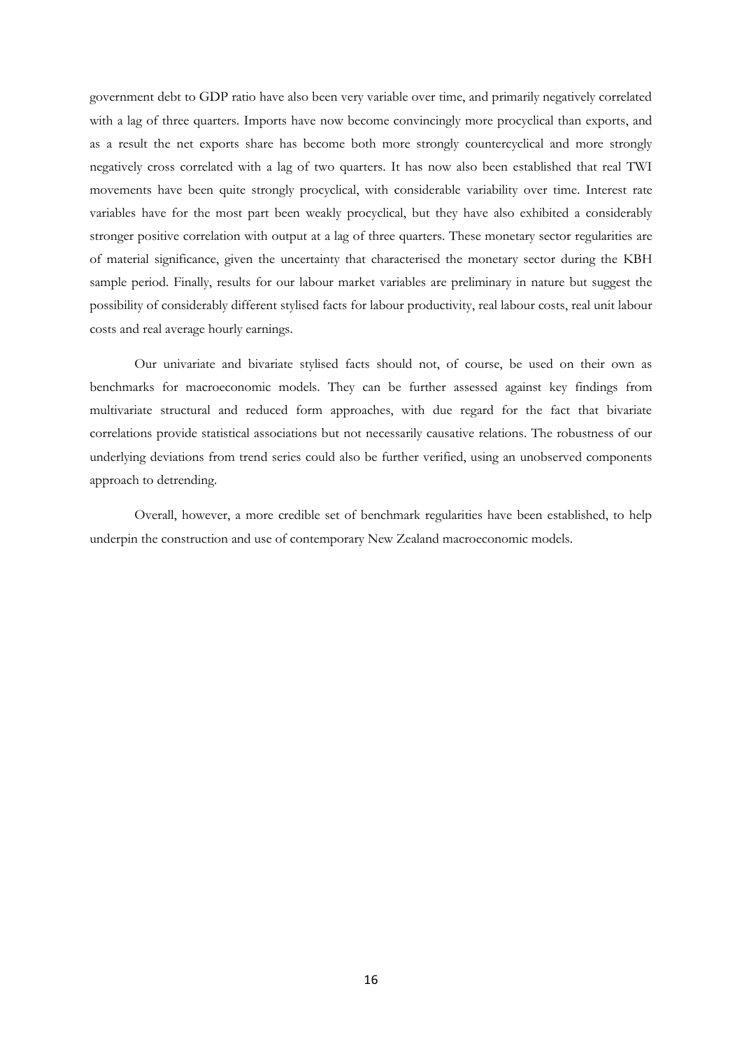government debt to GDP ratio have also been very variable over time, and primarily negatively correlated with a lag of three quarters. Imports have now become convincingly more procyclical than exports, and as a result the net exports share has become both more strongly countercyclical and more strongly negatively cross correlated with a lag of two quarters. It has now also been established that real TWI movements have been quite strongly procyclical, with considerable variability over time. Interest rate variables have for the most part been weakly procyclical, but they have also exhibited a considerably stronger positive correlation with output at a lag of three quarters. These monetary sector regularities are of material significance, given the uncertainty that characterised the monetary sector during the KBH sample period. Finally, results for our labour market variables are preliminary in nature but suggest the possibility of considerably different stylised facts for labour productivity, real labour costs, real unit labour costs and real average hourly earnings.

Our univariate and bivariate stylised facts should not, of course, be used on their own as benchmarks for macroeconomic models. They can be further assessed against key findings from multivariate structural and reduced form approaches, with due regard for the fact that bivariate correlations provide statistical associations but not necessarily causative relations. The robustness of our underlying deviations from trend series could also be further verified, using an unobserved components approach to detrending.

Overall, however, a more credible set of benchmark regularities have been established, to help underpin the construction and use of contemporary New Zealand macroeconomic models.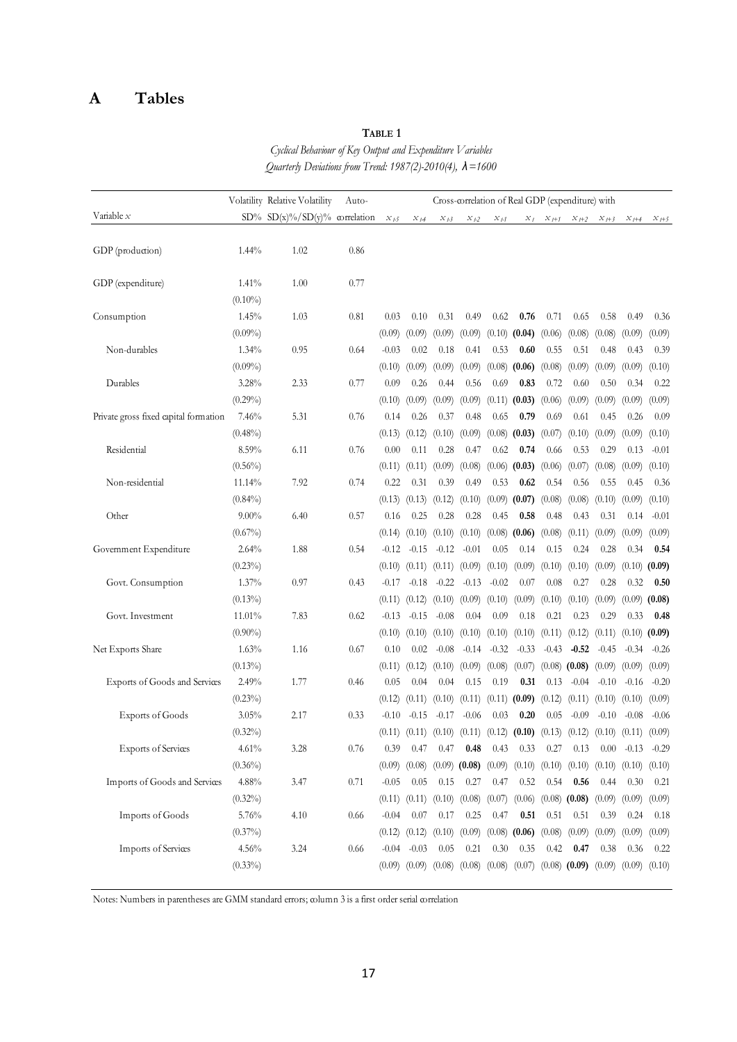# A Tables

**Table 1**

*Cyclical Behaviour of Key Output and Expenditure Variables*
*Quarterly Deviations from Trend: 1987(2)-2010(4), λ=1600*

| Variable $x$ | Volatility SD% | Relative Volatility SD(x)%/SD(y)% | Auto-correlation | $x_{t-5}$ | $x_{t-4}$ | $x_{t-3}$ | $x_{t-2}$ | $x_{t-1}$ | $x_t$ | $x_{t+1}$ | $x_{t+2}$ | $x_{t+3}$ | $x_{t+4}$ | $x_{t+5}$ |
|---|---|---|---|---|---|---|---|---|---|---|---|---|---|---|
| | | | | Cross-correlation of Real GDP (expenditure) with | | | | | | | | | | |
| GDP (production) | 1.44% | 1.02 | 0.86 | | | | | | | | | | | |
| GDP (expenditure) | 1.41% | 1.00 | 0.77 | | | | | | | | | | | |
| | (0.10%) | | | | | | | | | | | | | |
| Consumption | 1.45% | 1.03 | 0.81 | 0.03 | 0.10 | 0.31 | 0.49 | 0.62 | **0.76** | 0.71 | 0.65 | 0.58 | 0.49 | 0.36 |
| | (0.09%) | | | (0.09) | (0.09) | (0.09) | (0.09) | (0.10) | **(0.04)** | (0.06) | (0.08) | (0.08) | (0.09) | (0.09) |
| Non-durables | 1.34% | 0.95 | 0.64 | -0.03 | 0.02 | 0.18 | 0.41 | 0.53 | **0.60** | 0.55 | 0.51 | 0.48 | 0.43 | 0.39 |
| | (0.09%) | | | (0.10) | (0.09) | (0.09) | (0.09) | (0.08) | **(0.06)** | (0.08) | (0.09) | (0.09) | (0.09) | (0.10) |
| Durables | 3.28% | 2.33 | 0.77 | 0.09 | 0.26 | 0.44 | 0.56 | 0.69 | **0.83** | 0.72 | 0.60 | 0.50 | 0.34 | 0.22 |
| | (0.29%) | | | (0.10) | (0.09) | (0.09) | (0.09) | (0.11) | **(0.03)** | (0.06) | (0.09) | (0.09) | (0.09) | (0.09) |
| Private gross fixed capital formation | 7.46% | 5.31 | 0.76 | 0.14 | 0.26 | 0.37 | 0.48 | 0.65 | **0.79** | 0.69 | 0.61 | 0.45 | 0.26 | 0.09 |
| | (0.48%) | | | (0.13) | (0.12) | (0.10) | (0.09) | (0.08) | **(0.03)** | (0.07) | (0.10) | (0.09) | (0.09) | (0.10) |
| Residential | 8.59% | 6.11 | 0.76 | 0.00 | 0.11 | 0.28 | 0.47 | 0.62 | **0.74** | 0.66 | 0.53 | 0.29 | 0.13 | -0.01 |
| | (0.56%) | | | (0.11) | (0.11) | (0.09) | (0.08) | (0.06) | **(0.03)** | (0.06) | (0.07) | (0.08) | (0.09) | (0.10) |
| Non-residential | 11.14% | 7.92 | 0.74 | 0.22 | 0.31 | 0.39 | 0.49 | 0.53 | **0.62** | 0.54 | 0.56 | 0.55 | 0.45 | 0.36 |
| | (0.84%) | | | (0.13) | (0.13) | (0.12) | (0.10) | (0.09) | **(0.07)** | (0.08) | (0.08) | (0.10) | (0.09) | (0.10) |
| Other | 9.00% | 6.40 | 0.57 | 0.16 | 0.25 | 0.28 | 0.28 | 0.45 | **0.58** | 0.48 | 0.43 | 0.31 | 0.14 | -0.01 |
| | (0.67%) | | | (0.14) | (0.10) | (0.10) | (0.10) | (0.08) | **(0.06)** | (0.08) | (0.11) | (0.09) | (0.09) | (0.09) |
| Government Expenditure | 2.64% | 1.88 | 0.54 | -0.12 | -0.15 | -0.12 | -0.01 | 0.05 | 0.14 | 0.15 | 0.24 | 0.28 | 0.34 | **0.54** |
| | (0.23%) | | | (0.10) | (0.11) | (0.11) | (0.09) | (0.10) | (0.09) | (0.10) | (0.10) | (0.09) | (0.10) | **(0.09)** |
| Govt. Consumption | 1.37% | 0.97 | 0.43 | -0.17 | -0.18 | -0.22 | -0.13 | -0.02 | 0.07 | 0.08 | 0.27 | 0.28 | 0.32 | **0.50** |
| | (0.13%) | | | (0.11) | (0.12) | (0.10) | (0.09) | (0.10) | (0.09) | (0.10) | (0.10) | (0.09) | (0.09) | **(0.08)** |
| Govt. Investment | 11.01% | 7.83 | 0.62 | -0.13 | -0.15 | -0.08 | 0.04 | 0.09 | 0.18 | 0.21 | 0.23 | 0.29 | 0.33 | **0.48** |
| | (0.90%) | | | (0.10) | (0.10) | (0.10) | (0.10) | (0.10) | (0.10) | (0.11) | (0.12) | (0.11) | (0.10) | **(0.09)** |
| Net Exports Share | 1.63% | 1.16 | 0.67 | 0.10 | 0.02 | -0.08 | -0.14 | -0.32 | -0.33 | -0.43 | **-0.52** | -0.45 | -0.34 | -0.26 |
| | (0.13%) | | | (0.11) | (0.12) | (0.10) | (0.09) | (0.08) | (0.07) | (0.08) | **(0.08)** | (0.09) | (0.09) | (0.09) |
| Exports of Goods and Services | 2.49% | 1.77 | 0.46 | 0.05 | 0.04 | 0.04 | 0.15 | 0.19 | **0.31** | 0.13 | -0.04 | -0.10 | -0.16 | -0.20 |
| | (0.23%) | | | (0.12) | (0.11) | (0.10) | (0.11) | (0.11) | **(0.09)** | (0.12) | (0.11) | (0.10) | (0.10) | (0.09) |
| Exports of Goods | 3.05% | 2.17 | 0.33 | -0.10 | -0.15 | -0.17 | -0.06 | 0.03 | **0.20** | 0.05 | -0.09 | -0.10 | -0.08 | -0.06 |
| | (0.32%) | | | (0.11) | (0.11) | (0.10) | (0.11) | (0.12) | **(0.10)** | (0.13) | (0.12) | (0.10) | (0.11) | (0.09) |
| Exports of Services | 4.61% | 3.28 | 0.76 | 0.39 | 0.47 | 0.47 | **0.48** | 0.43 | 0.33 | 0.27 | 0.13 | 0.00 | -0.13 | -0.29 |
| | (0.36%) | | | (0.09) | (0.08) | (0.09) | **(0.08)** | (0.09) | (0.10) | (0.10) | (0.10) | (0.10) | (0.10) | (0.10) |
| Imports of Goods and Services | 4.88% | 3.47 | 0.71 | -0.05 | 0.05 | 0.15 | 0.27 | 0.47 | 0.52 | 0.54 | **0.56** | 0.44 | 0.30 | 0.21 |
| | (0.32%) | | | (0.11) | (0.11) | (0.10) | (0.08) | (0.07) | (0.06) | (0.08) | **(0.08)** | (0.09) | (0.09) | (0.09) |
| Imports of Goods | 5.76% | 4.10 | 0.66 | -0.04 | 0.07 | 0.17 | 0.25 | 0.47 | **0.51** | 0.51 | 0.51 | 0.39 | 0.24 | 0.18 |
| | (0.37%) | | | (0.12) | (0.12) | (0.10) | (0.09) | (0.08) | **(0.06)** | (0.08) | (0.09) | (0.09) | (0.09) | (0.09) |
| Imports of Services | 4.56% | 3.24 | 0.66 | -0.04 | -0.03 | 0.05 | 0.21 | 0.30 | 0.35 | 0.42 | **0.47** | 0.38 | 0.36 | 0.22 |
| | (0.33%) | | | (0.09) | (0.09) | (0.08) | (0.08) | (0.08) | (0.07) | (0.08) | **(0.09)** | (0.09) | (0.09) | (0.10) |

Notes: Numbers in parentheses are GMM standard errors; column 3 is a first order serial correlation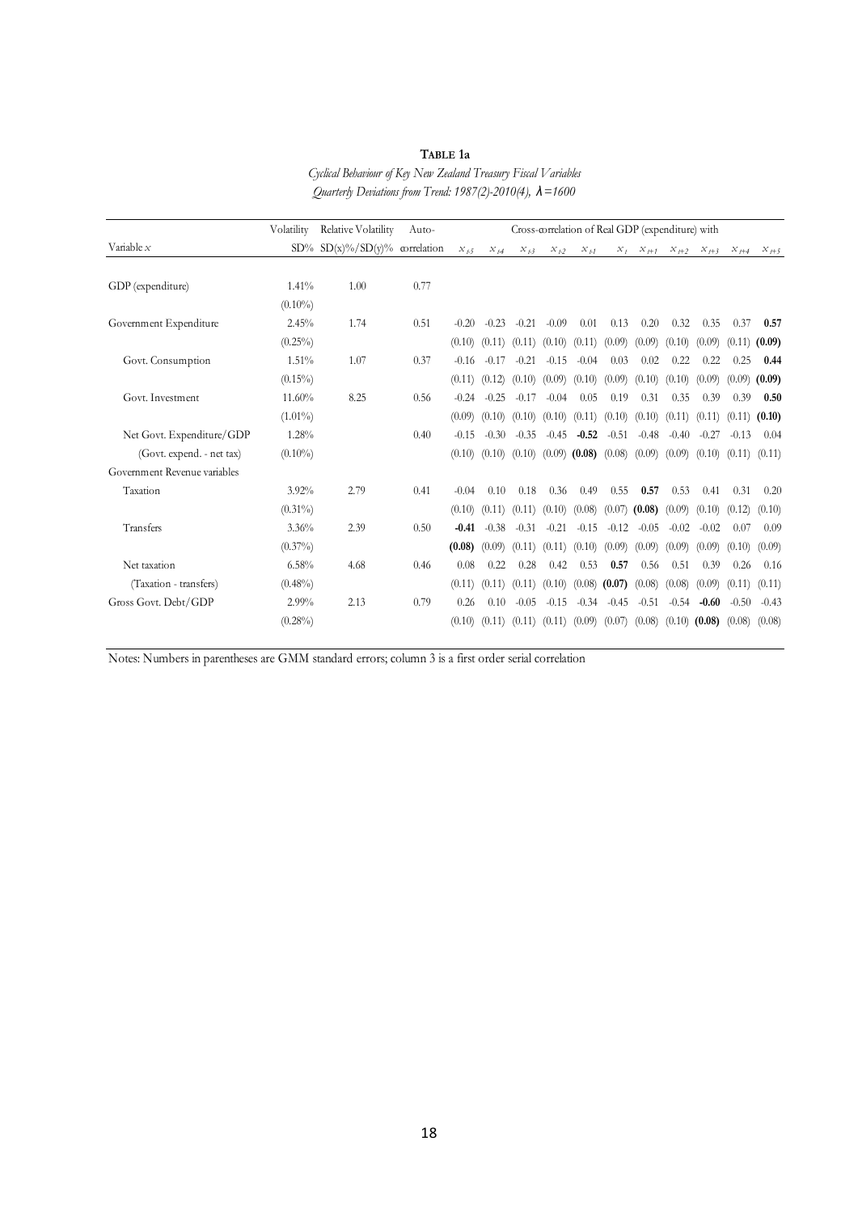**TABLE 1a**

*Cyclical Behaviour of Key New Zealand Treasury Fiscal Variables*

*Quarterly Deviations from Trend: 1987(2)-2010(4), $\lambda$=1600*

| Variable $x$ | Volatility SD% | Relative Volatility SD(x)%/SD(y)% | Auto-correlation | $x_{t-5}$ | $x_{t-4}$ | $x_{t-3}$ | $x_{t-2}$ | $x_{t-1}$ | $x_t$ | $x_{t+1}$ | $x_{t+2}$ | $x_{t+3}$ | $x_{t+4}$ | $x_{t+5}$ |
|---|---|---|---|---|---|---|---|---|---|---|---|---|---|---|
| | | | | Cross-correlation of Real GDP (expenditure) with | | | | | | | | | | |
| GDP (expenditure) | 1.41% | 1.00 | 0.77 | | | | | | | | | | | |
| | (0.10%) | | | | | | | | | | | | | |
| Government Expenditure | 2.45% | 1.74 | 0.51 | -0.20 | -0.23 | -0.21 | -0.09 | 0.01 | 0.13 | 0.20 | 0.32 | 0.35 | 0.37 | **0.57** |
| | (0.25%) | | | (0.10) | (0.11) | (0.11) | (0.10) | (0.11) | (0.09) | (0.09) | (0.10) | (0.09) | (0.11) | **(0.09)** |
| Govt. Consumption | 1.51% | 1.07 | 0.37 | -0.16 | -0.17 | -0.21 | -0.15 | -0.04 | 0.03 | 0.02 | 0.22 | 0.22 | 0.25 | **0.44** |
| | (0.15%) | | | (0.11) | (0.12) | (0.10) | (0.09) | (0.10) | (0.09) | (0.10) | (0.10) | (0.09) | (0.09) | **(0.09)** |
| Govt. Investment | 11.60% | 8.25 | 0.56 | -0.24 | -0.25 | -0.17 | -0.04 | 0.05 | 0.19 | 0.31 | 0.35 | 0.39 | 0.39 | **0.50** |
| | (1.01%) | | | (0.09) | (0.10) | (0.10) | (0.10) | (0.11) | (0.10) | (0.10) | (0.11) | (0.11) | (0.11) | **(0.10)** |
| Net Govt. Expenditure/GDP | 1.28% | | 0.40 | -0.15 | -0.30 | -0.35 | -0.45 | **-0.52** | -0.51 | -0.48 | -0.40 | -0.27 | -0.13 | 0.04 |
| (Govt. expend. - net tax) | (0.10%) | | | (0.10) | (0.10) | (0.10) | (0.09) | **(0.08)** | (0.08) | (0.09) | (0.09) | (0.10) | (0.11) | (0.11) |
| Government Revenue variables | | | | | | | | | | | | | | |
| Taxation | 3.92% | 2.79 | 0.41 | -0.04 | 0.10 | 0.18 | 0.36 | 0.49 | 0.55 | **0.57** | 0.53 | 0.41 | 0.31 | 0.20 |
| | (0.31%) | | | (0.10) | (0.11) | (0.11) | (0.10) | (0.08) | (0.07) | **(0.08)** | (0.09) | (0.10) | (0.12) | (0.10) |
| Transfers | 3.36% | 2.39 | 0.50 | **-0.41** | -0.38 | -0.31 | -0.21 | -0.15 | -0.12 | -0.05 | -0.02 | -0.02 | 0.07 | 0.09 |
| | (0.37%) | | | **(0.08)** | (0.09) | (0.11) | (0.11) | (0.10) | (0.09) | (0.09) | (0.09) | (0.09) | (0.10) | (0.09) |
| Net taxation | 6.58% | 4.68 | 0.46 | 0.08 | 0.22 | 0.28 | 0.42 | 0.53 | **0.57** | 0.56 | 0.51 | 0.39 | 0.26 | 0.16 |
| (Taxation - transfers) | (0.48%) | | | (0.11) | (0.11) | (0.11) | (0.10) | (0.08) | **(0.07)** | (0.08) | (0.08) | (0.09) | (0.11) | (0.11) |
| Gross Govt. Debt/GDP | 2.99% | 2.13 | 0.79 | 0.26 | 0.10 | -0.05 | -0.15 | -0.34 | -0.45 | -0.51 | -0.54 | **-0.60** | -0.50 | -0.43 |
| | (0.28%) | | | (0.10) | (0.11) | (0.11) | (0.11) | (0.09) | (0.07) | (0.08) | (0.10) | **(0.08)** | (0.08) | (0.08) |

Notes: Numbers in parentheses are GMM standard errors; column 3 is a first order serial correlation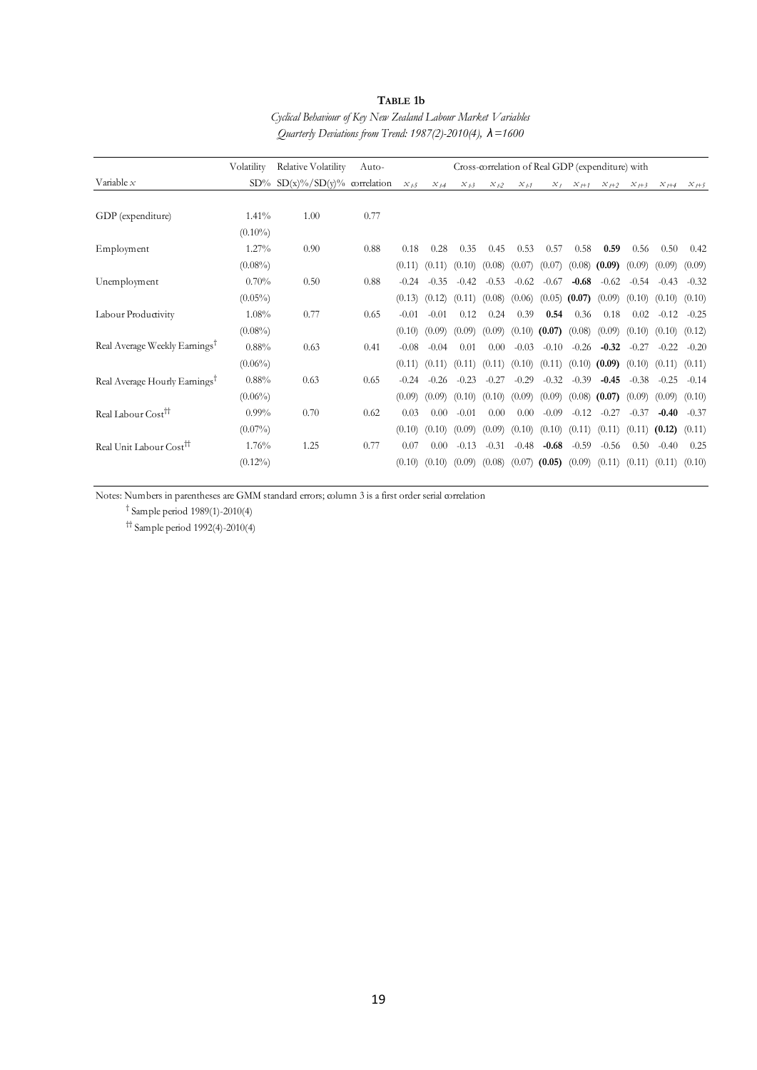**TABLE 1b**

*Cyclical Behaviour of Key New Zealand Labour Market Variables*

*Quarterly Deviations from Trend: 1987(2)-2010(4), λ=1600*

| | Volatility | Relative Volatility | Auto- | Cross-correlation of Real GDP (expenditure) with | | | | | | | | | | |
|---|---|---|---|---|---|---|---|---|---|---|---|---|---|---|
| Variable $x$ | SD% | SD(x)%/SD(y)% | correlation | $x_{t-5}$ | $x_{t-4}$ | $x_{t-3}$ | $x_{t-2}$ | $x_{t-1}$ | $x_t$ | $x_{t+1}$ | $x_{t+2}$ | $x_{t+3}$ | $x_{t+4}$ | $x_{t+5}$ |
| GDP (expenditure) | 1.41% | 1.00 | 0.77 | | | | | | | | | | | |
| | (0.10%) | | | | | | | | | | | | | |
| Employment | 1.27% | 0.90 | 0.88 | 0.18 | 0.28 | 0.35 | 0.45 | 0.53 | 0.57 | 0.58 | **0.59** | 0.56 | 0.50 | 0.42 |
| | (0.08%) | | | (0.11) | (0.11) | (0.10) | (0.08) | (0.07) | (0.07) | (0.08) | **(0.09)** | (0.09) | (0.09) | (0.09) |
| Unemployment | 0.70% | 0.50 | 0.88 | -0.24 | -0.35 | -0.42 | -0.53 | -0.62 | -0.67 | **-0.68** | -0.62 | -0.54 | -0.43 | -0.32 |
| | (0.05%) | | | (0.13) | (0.12) | (0.11) | (0.08) | (0.06) | (0.05) | **(0.07)** | (0.09) | (0.10) | (0.10) | (0.10) |
| Labour Productivity | 1.08% | 0.77 | 0.65 | -0.01 | -0.01 | 0.12 | 0.24 | 0.39 | **0.54** | 0.36 | 0.18 | 0.02 | -0.12 | -0.25 |
| | (0.08%) | | | (0.10) | (0.09) | (0.09) | (0.09) | (0.10) | **(0.07)** | (0.08) | (0.09) | (0.10) | (0.10) | (0.12) |
| Real Average Weekly Earnings[†] | 0.88% | 0.63 | 0.41 | -0.08 | -0.04 | 0.01 | 0.00 | -0.03 | -0.10 | -0.26 | **-0.32** | -0.27 | -0.22 | -0.20 |
| | (0.06%) | | | (0.11) | (0.11) | (0.11) | (0.11) | (0.10) | (0.11) | (0.10) | **(0.09)** | (0.10) | (0.11) | (0.11) |
| Real Average Hourly Earnings[†] | 0.88% | 0.63 | 0.65 | -0.24 | -0.26 | -0.23 | -0.27 | -0.29 | -0.32 | -0.39 | **-0.45** | -0.38 | -0.25 | -0.14 |
| | (0.06%) | | | (0.09) | (0.09) | (0.10) | (0.10) | (0.09) | (0.09) | (0.08) | **(0.07)** | (0.09) | (0.09) | (0.10) |
| Real Labour Cost[††] | 0.99% | 0.70 | 0.62 | 0.03 | 0.00 | -0.01 | 0.00 | 0.00 | -0.09 | -0.12 | -0.27 | -0.37 | **-0.40** | -0.37 |
| | (0.07%) | | | (0.10) | (0.10) | (0.09) | (0.09) | (0.10) | (0.10) | (0.11) | (0.11) | (0.11) | **(0.12)** | (0.11) |
| Real Unit Labour Cost[††] | 1.76% | 1.25 | 0.77 | 0.07 | 0.00 | -0.13 | -0.31 | -0.48 | **-0.68** | -0.59 | -0.56 | 0.50 | -0.40 | 0.25 |
| | (0.12%) | | | (0.10) | (0.10) | (0.09) | (0.08) | (0.07) | **(0.05)** | (0.09) | (0.11) | (0.11) | (0.11) | (0.10) |

Notes: Numbers in parentheses are GMM standard errors; column 3 is a first order serial correlation

[†] Sample period 1989(1)-2010(4)

[††] Sample period 1992(4)-2010(4)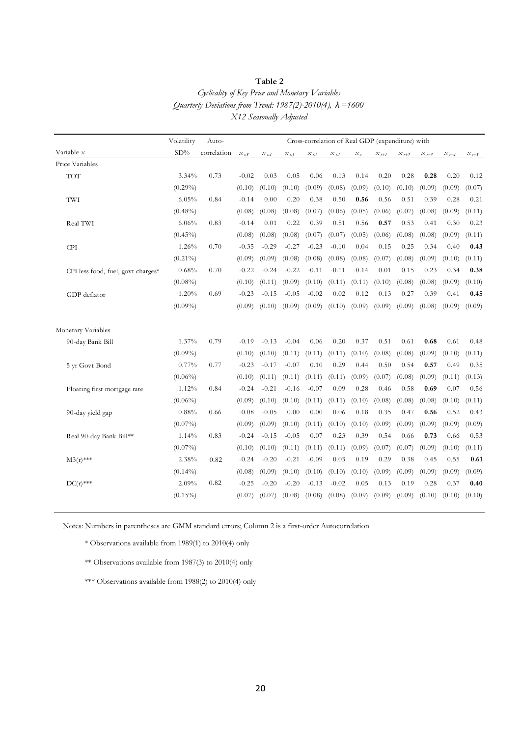**Table 2**

*Cyclicality of Key Price and Monetary Variables*

*Quarterly Deviations from Trend: 1987(2)-2010(4), λ =1600*

*X12 Seasonally Adjusted*

| Variable $x$ | Volatility SD% | Auto-correlation | $x_{t-5}$ | $x_{t-4}$ | $x_{t-3}$ | $x_{t-2}$ | $x_{t-1}$ | $x_t$ | $x_{t+1}$ | $x_{t+2}$ | $x_{t+3}$ | $x_{t+4}$ | $x_{t+5}$ |
|---|---|---|---|---|---|---|---|---|---|---|---|---|---|
| | | | Cross-correlation of Real GDP (expenditure) with | | | | | | | | | | |
| Price Variables | | | | | | | | | | | | | |
| TOT | 3.34% | 0.73 | -0.02 | 0.03 | 0.05 | 0.06 | 0.13 | 0.14 | 0.20 | 0.28 | **0.28** | 0.20 | 0.12 |
| | (0.29%) | | (0.10) | (0.10) | (0.10) | (0.09) | (0.08) | (0.09) | (0.10) | (0.10) | (0.09) | (0.09) | (0.07) |
| TWI | 6.05% | 0.84 | -0.14 | 0.00 | 0.20 | 0.38 | 0.50 | **0.56** | 0.56 | 0.51 | 0.39 | 0.28 | 0.21 |
| | (0.48%) | | (0.08) | (0.08) | (0.08) | (0.07) | (0.06) | (0.05) | (0.06) | (0.07) | (0.08) | (0.09) | (0.11) |
| Real TWI | 6.06% | 0.83 | -0.14 | 0.01 | 0.22 | 0.39 | 0.51 | 0.56 | **0.57** | 0.53 | 0.41 | 0.30 | 0.23 |
| | (0.45%) | | (0.08) | (0.08) | (0.08) | (0.07) | (0.07) | (0.05) | (0.06) | (0.08) | (0.08) | (0.09) | (0.11) |
| CPI | 1.26% | 0.70 | -0.35 | -0.29 | -0.27 | -0.23 | -0.10 | 0.04 | 0.15 | 0.25 | 0.34 | 0.40 | **0.43** |
| | (0.21%) | | (0.09) | (0.09) | (0.08) | (0.08) | (0.08) | (0.08) | (0.07) | (0.08) | (0.09) | (0.10) | (0.11) |
| CPI less food, fuel, govt charges* | 0.68% | 0.70 | -0.22 | -0.24 | -0.22 | -0.11 | -0.11 | -0.14 | 0.01 | 0.15 | 0.23 | 0.34 | **0.38** |
| | (0.08%) | | (0.10) | (0.11) | (0.09) | (0.10) | (0.11) | (0.11) | (0.10) | (0.08) | (0.08) | (0.09) | (0.10) |
| GDP deflator | 1.20% | 0.69 | -0.23 | -0.15 | -0.05 | -0.02 | 0.02 | 0.12 | 0.13 | 0.27 | 0.39 | 0.41 | **0.45** |
| | (0.09%) | | (0.09) | (0.10) | (0.09) | (0.09) | (0.10) | (0.09) | (0.09) | (0.09) | (0.08) | (0.09) | (0.09) |
| Monetary Variables | | | | | | | | | | | | | |
| 90-day Bank Bill | 1.37% | 0.79 | -0.19 | -0.13 | -0.04 | 0.06 | 0.20 | 0.37 | 0.51 | 0.61 | **0.68** | 0.61 | 0.48 |
| | (0.09%) | | (0.10) | (0.10) | (0.11) | (0.11) | (0.11) | (0.10) | (0.08) | (0.08) | (0.09) | (0.10) | (0.11) |
| 5 yr Govt Bond | 0.77% | 0.77 | -0.23 | -0.17 | -0.07 | 0.10 | 0.29 | 0.44 | 0.50 | 0.54 | **0.57** | 0.49 | 0.35 |
| | (0.06%) | | (0.10) | (0.11) | (0.11) | (0.11) | (0.11) | (0.09) | (0.07) | (0.08) | (0.09) | (0.11) | (0.13) |
| Floating first mortgage rate | 1.12% | 0.84 | -0.24 | -0.21 | -0.16 | -0.07 | 0.09 | 0.28 | 0.46 | 0.58 | **0.69** | 0.07 | 0.56 |
| | (0.06%) | | (0.09) | (0.10) | (0.10) | (0.11) | (0.11) | (0.10) | (0.08) | (0.08) | (0.08) | (0.10) | (0.11) |
| 90-day yield gap | 0.88% | 0.66 | -0.08 | -0.05 | 0.00 | 0.00 | 0.06 | 0.18 | 0.35 | 0.47 | **0.56** | 0.52 | 0.43 |
| | (0.07%) | | (0.09) | (0.09) | (0.10) | (0.11) | (0.10) | (0.10) | (0.09) | (0.09) | (0.09) | (0.09) | (0.09) |
| Real 90-day Bank Bill** | 1.14% | 0.83 | -0.24 | -0.15 | -0.05 | 0.07 | 0.23 | 0.39 | 0.54 | 0.66 | **0.73** | 0.66 | 0.53 |
| | (0.07%) | | (0.10) | (0.10) | (0.11) | (0.11) | (0.11) | (0.09) | (0.07) | (0.07) | (0.09) | (0.10) | (0.11) |
| M3(r)*** | 2.38% | 0.82 | -0.24 | -0.20 | -0.21 | -0.09 | 0.03 | 0.19 | 0.29 | 0.38 | 0.45 | 0.55 | **0.61** |
| | (0.14%) | | (0.08) | (0.09) | (0.10) | (0.10) | (0.10) | (0.10) | (0.09) | (0.09) | (0.09) | (0.09) | (0.09) |
| DC(r)*** | 2.09% | 0.82 | -0.25 | -0.20 | -0.20 | -0.13 | -0.02 | 0.05 | 0.13 | 0.19 | 0.28 | 0.37 | **0.40** |
| | (0.15%) | | (0.07) | (0.07) | (0.08) | (0.08) | (0.08) | (0.09) | (0.09) | (0.09) | (0.10) | (0.10) | (0.10) |

Notes: Numbers in parentheses are GMM standard errors; Column 2 is a first-order Autocorrelation

* Observations available from 1989(1) to 2010(4) only

** Observations available from 1987(3) to 2010(4) only

*** Observations available from 1988(2) to 2010(4) only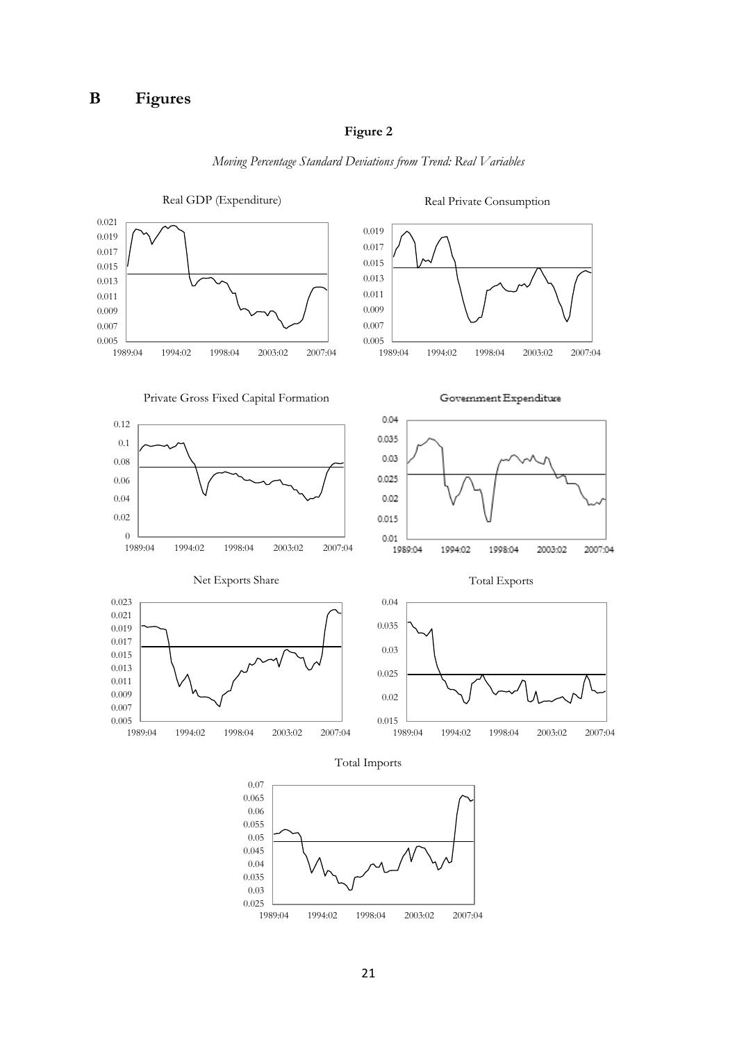# B Figures

**Figure 2**

*Moving Percentage Standard Deviations from Trend: Real Variables*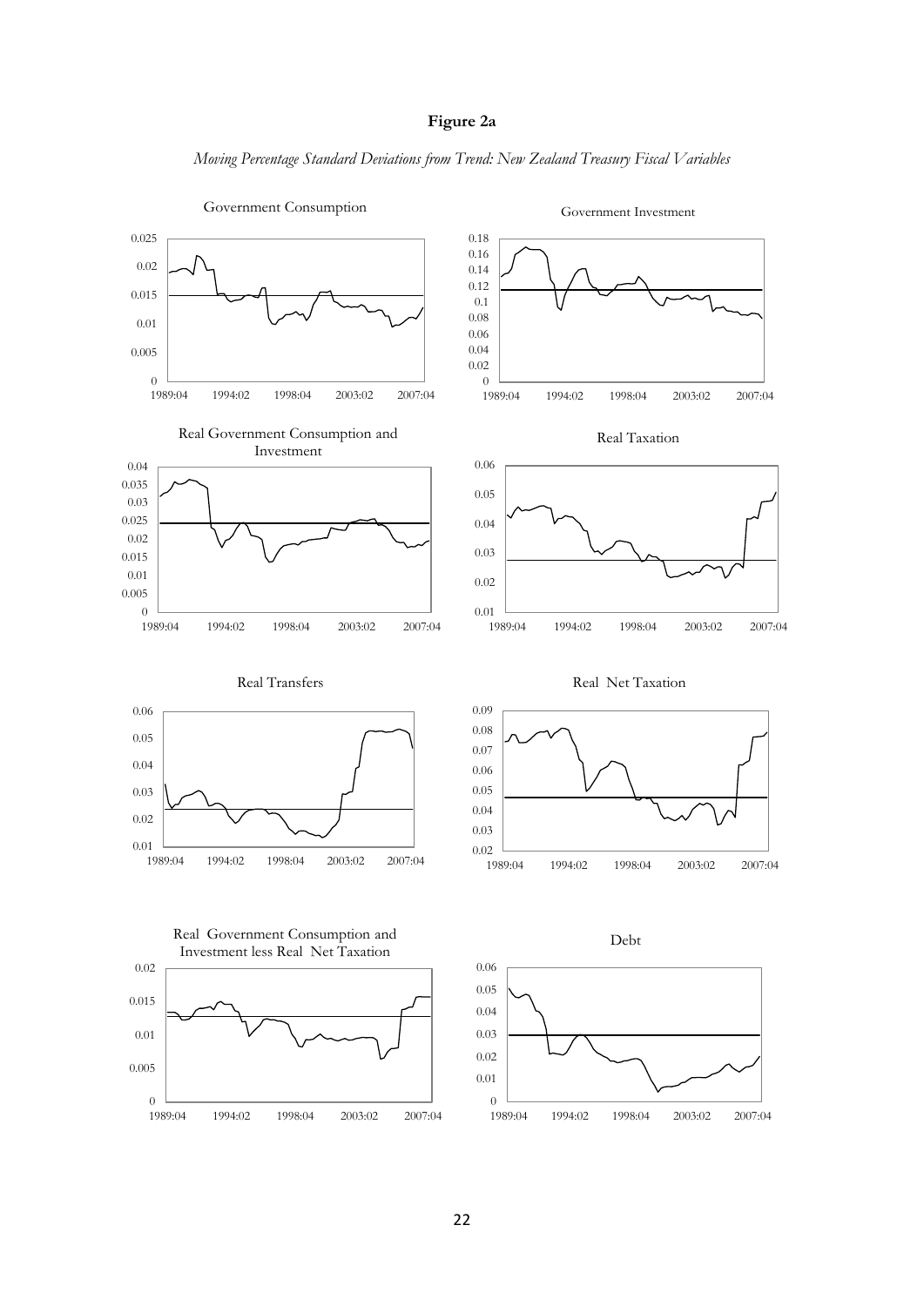**Figure 2a**

*Moving Percentage Standard Deviations from Trend: New Zealand Treasury Fiscal Variables*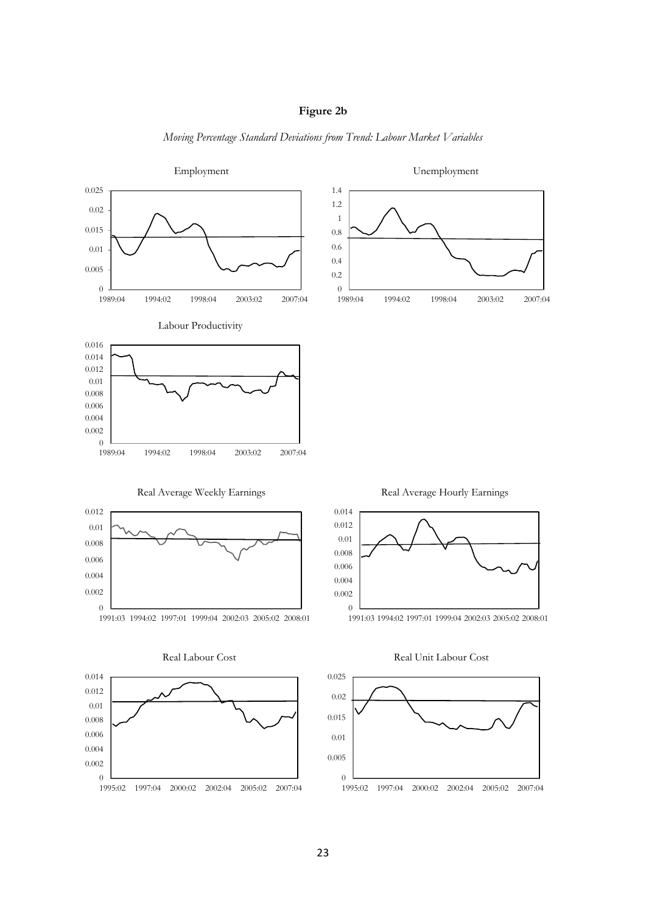**Figure 2b**

*Moving Percentage Standard Deviations from Trend: Labour Market Variables*

Employment

Unemployment

Labour Productivity

Real Average Weekly Earnings

Real Average Hourly Earnings

Real Labour Cost

Real Unit Labour Cost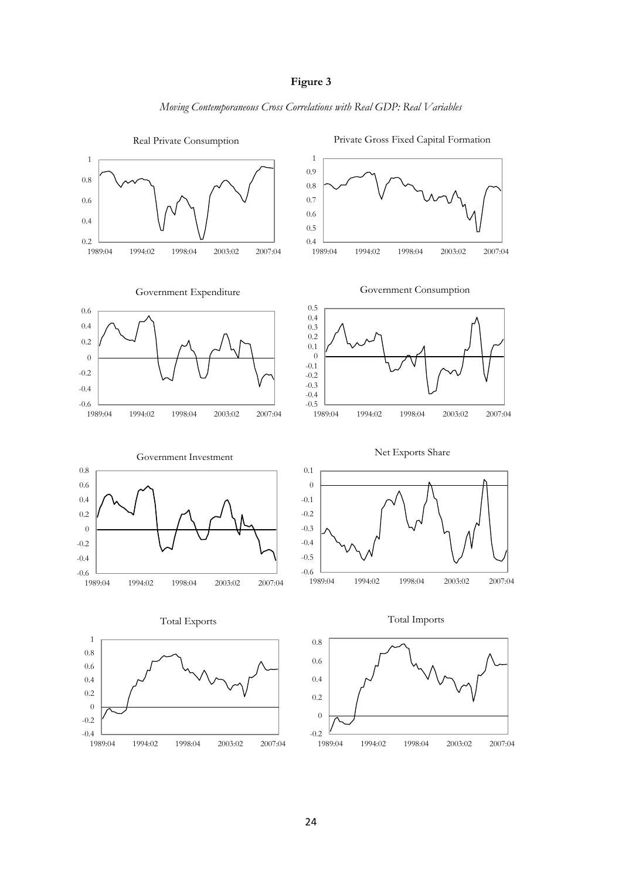**Figure 3**

*Moving Contemporaneous Cross Correlations with Real GDP: Real Variables*

Real Private Consumption

Private Gross Fixed Capital Formation

Government Expenditure

Government Consumption

Government Investment

Net Exports Share

Total Exports

Total Imports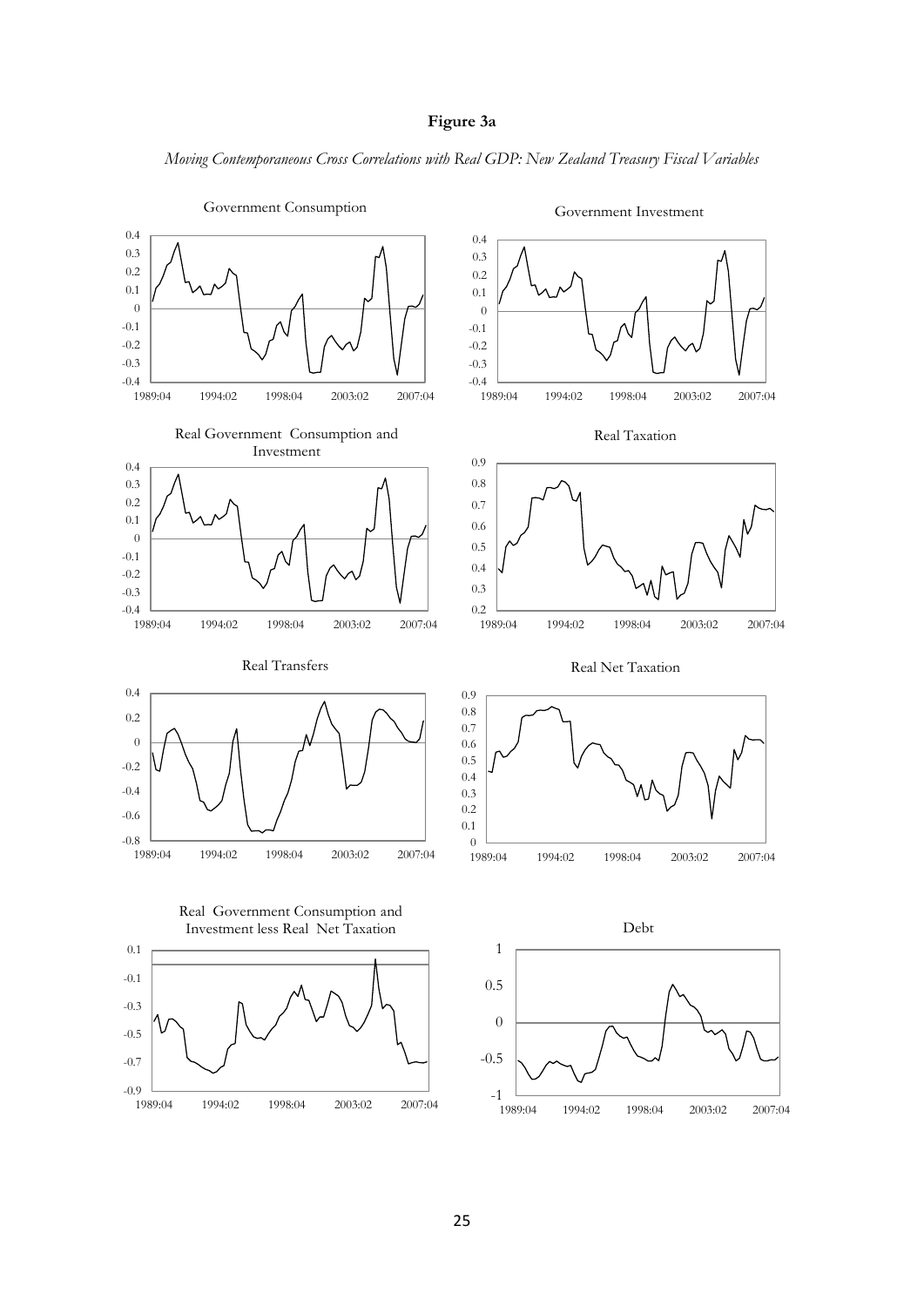**Figure 3a**

*Moving Contemporaneous Cross Correlations with Real GDP: New Zealand Treasury Fiscal Variables*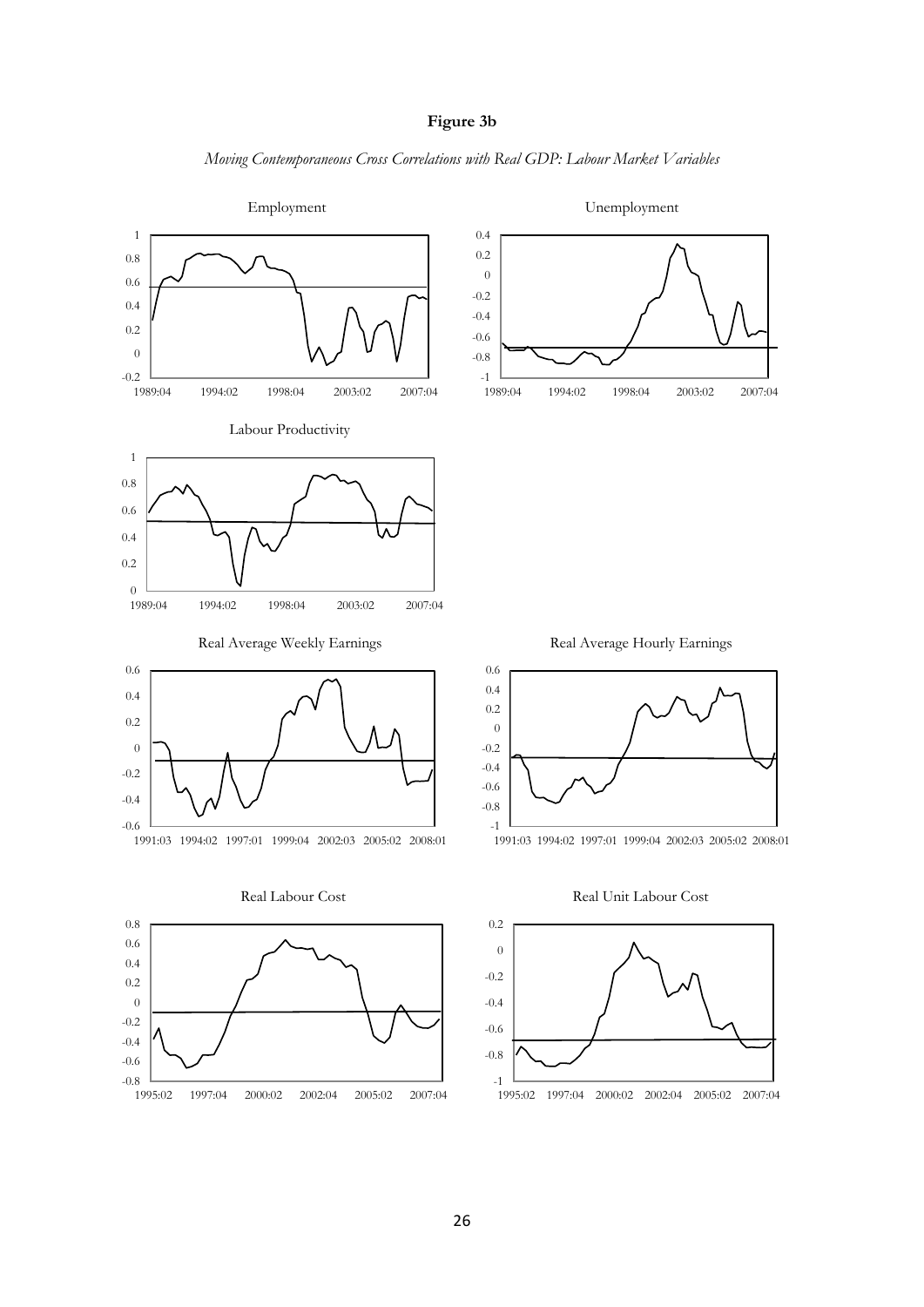**Figure 3b**

*Moving Contemporaneous Cross Correlations with Real GDP: Labour Market Variables*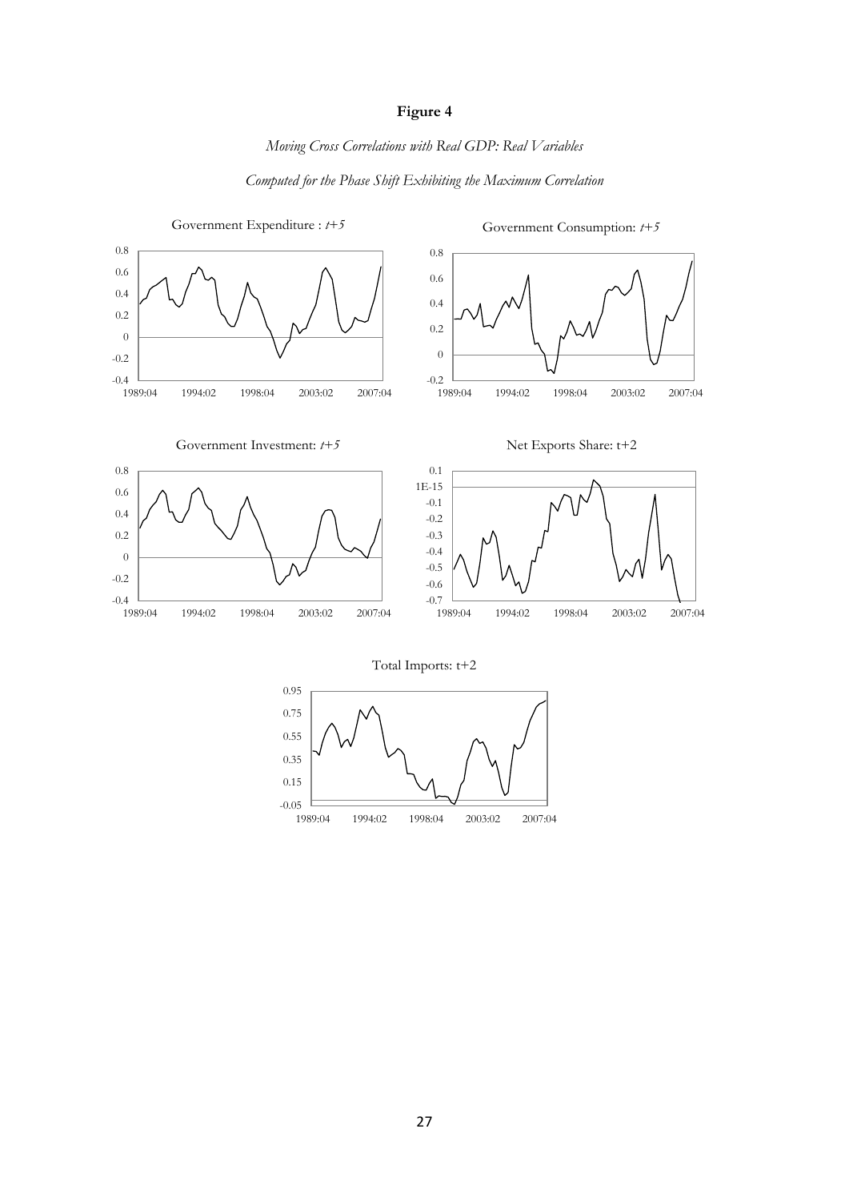**Figure 4**

*Moving Cross Correlations with Real GDP: Real Variables*

*Computed for the Phase Shift Exhibiting the Maximum Correlation*

Government Expenditure : *t+5*

Government Consumption: *t+5*

Government Investment: *t+5*

Net Exports Share: t+2

Total Imports: t+2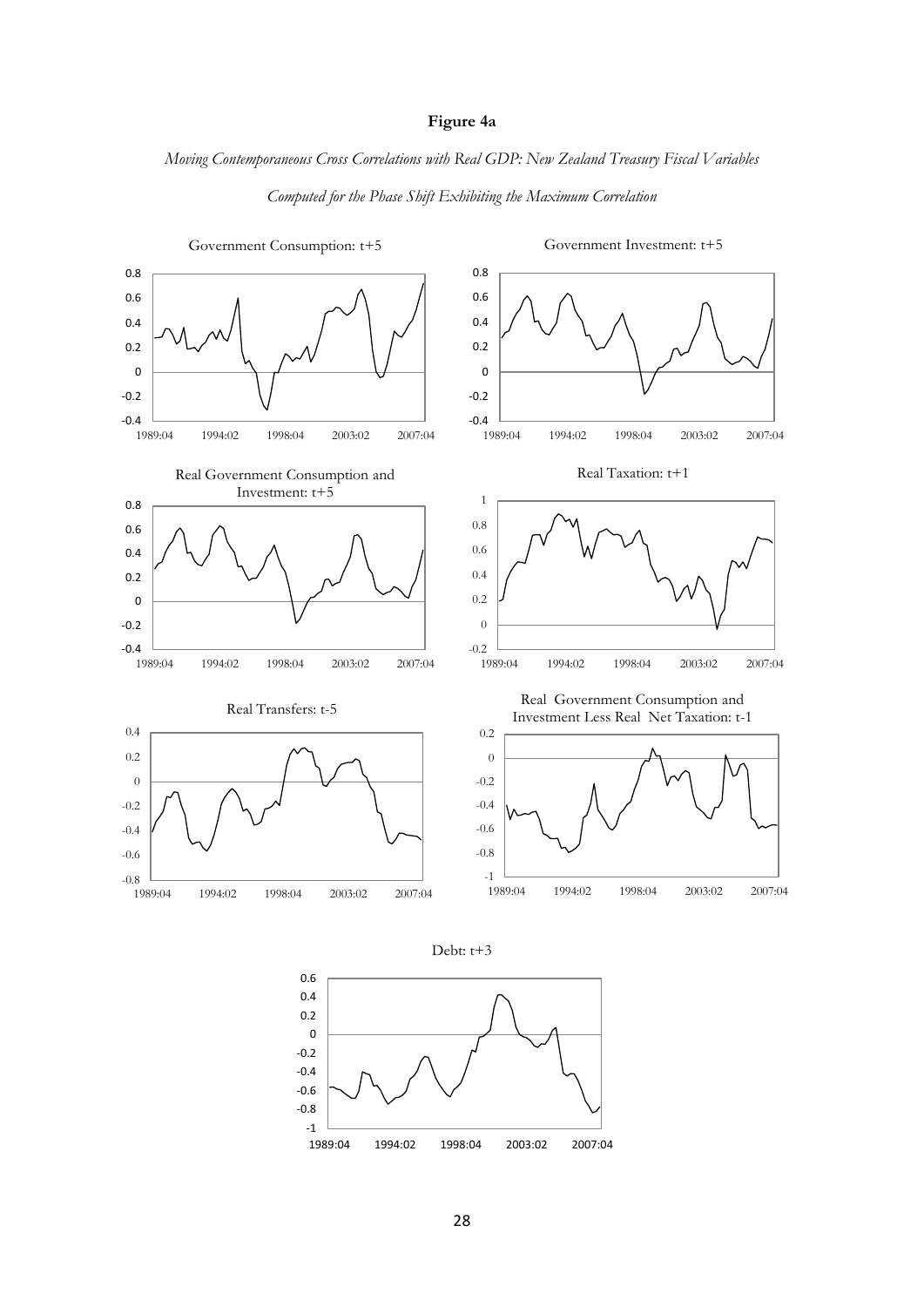**Figure 4a**

*Moving Contemporaneous Cross Correlations with Real GDP: New Zealand Treasury Fiscal Variables*

*Computed for the Phase Shift Exhibiting the Maximum Correlation*

Government Consumption: t+5

Government Investment: t+5

Real Government Consumption and Investment: t+5

Real Taxation: t+1

Real Transfers: t-5

Real Government Consumption and Investment Less Real Net Taxation: t-1

Debt: t+3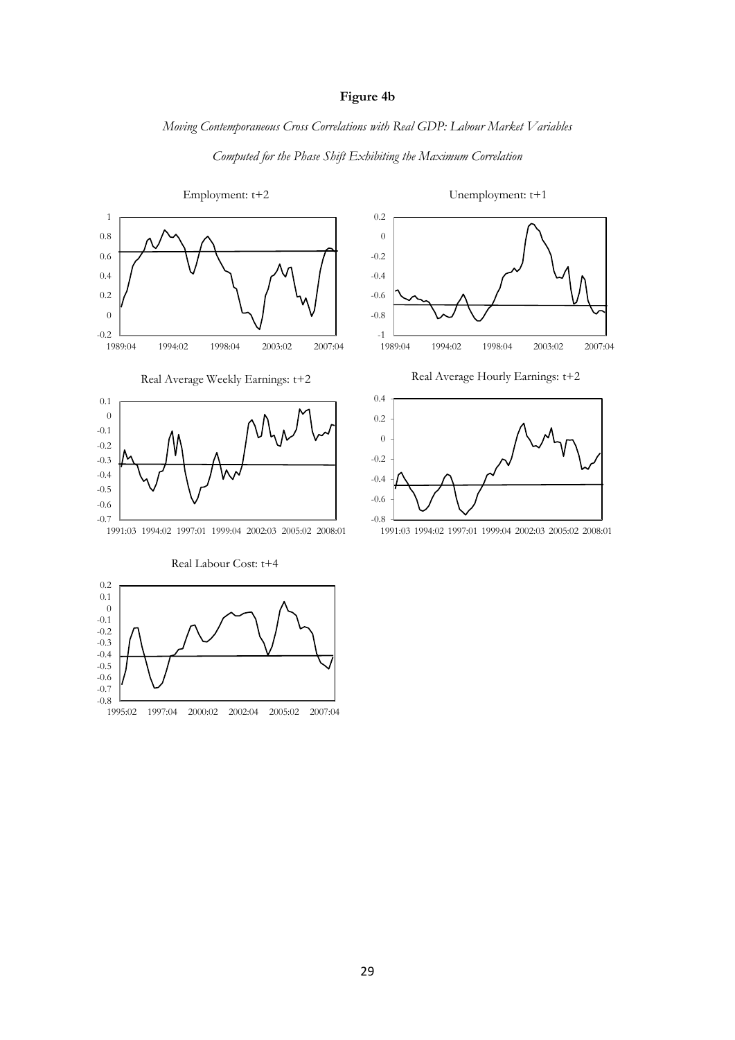**Figure 4b**

*Moving Contemporaneous Cross Correlations with Real GDP: Labour Market Variables*

*Computed for the Phase Shift Exhibiting the Maximum Correlation*

Employment: t+2

Unemployment: t+1

Real Average Weekly Earnings: t+2

Real Average Hourly Earnings: t+2

Real Labour Cost: t+4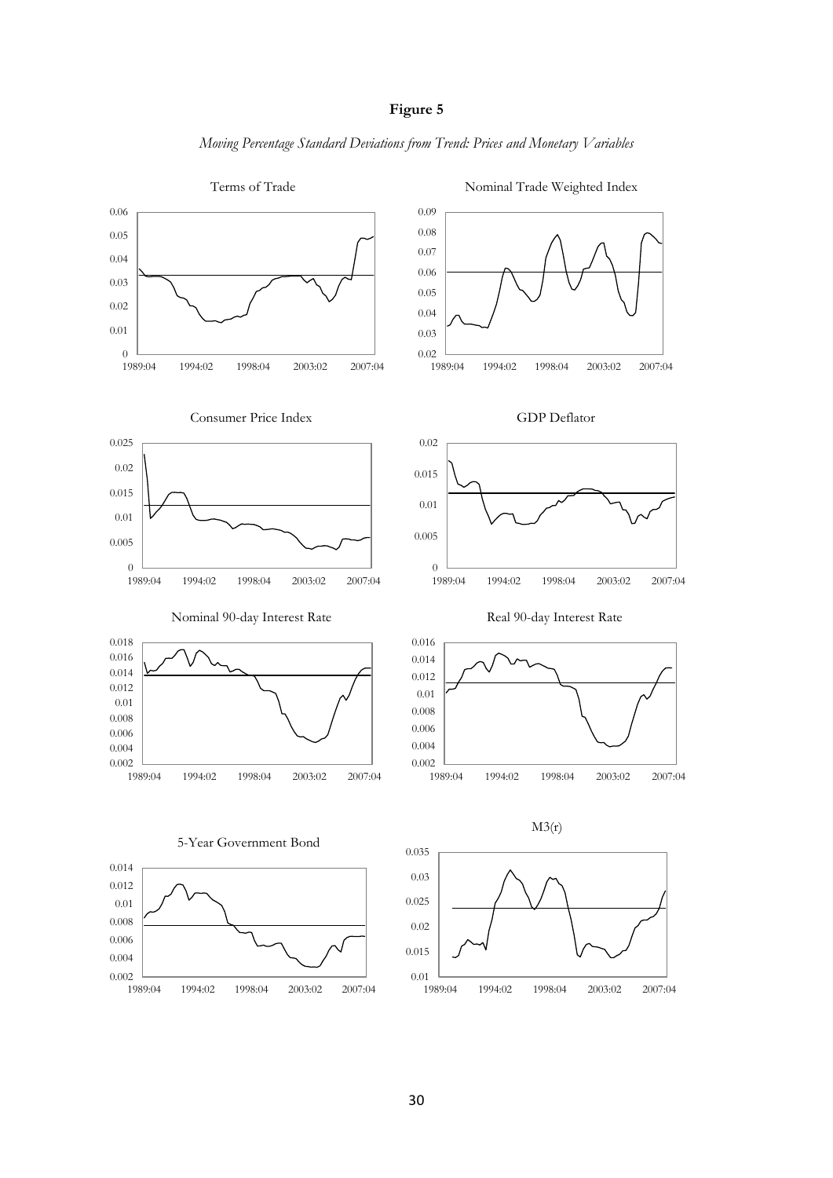# Figure 5

*Moving Percentage Standard Deviations from Trend: Prices and Monetary Variables*

Terms of Trade

Nominal Trade Weighted Index

Consumer Price Index

GDP Deflator

Nominal 90-day Interest Rate

Real 90-day Interest Rate

5-Year Government Bond

M3(r)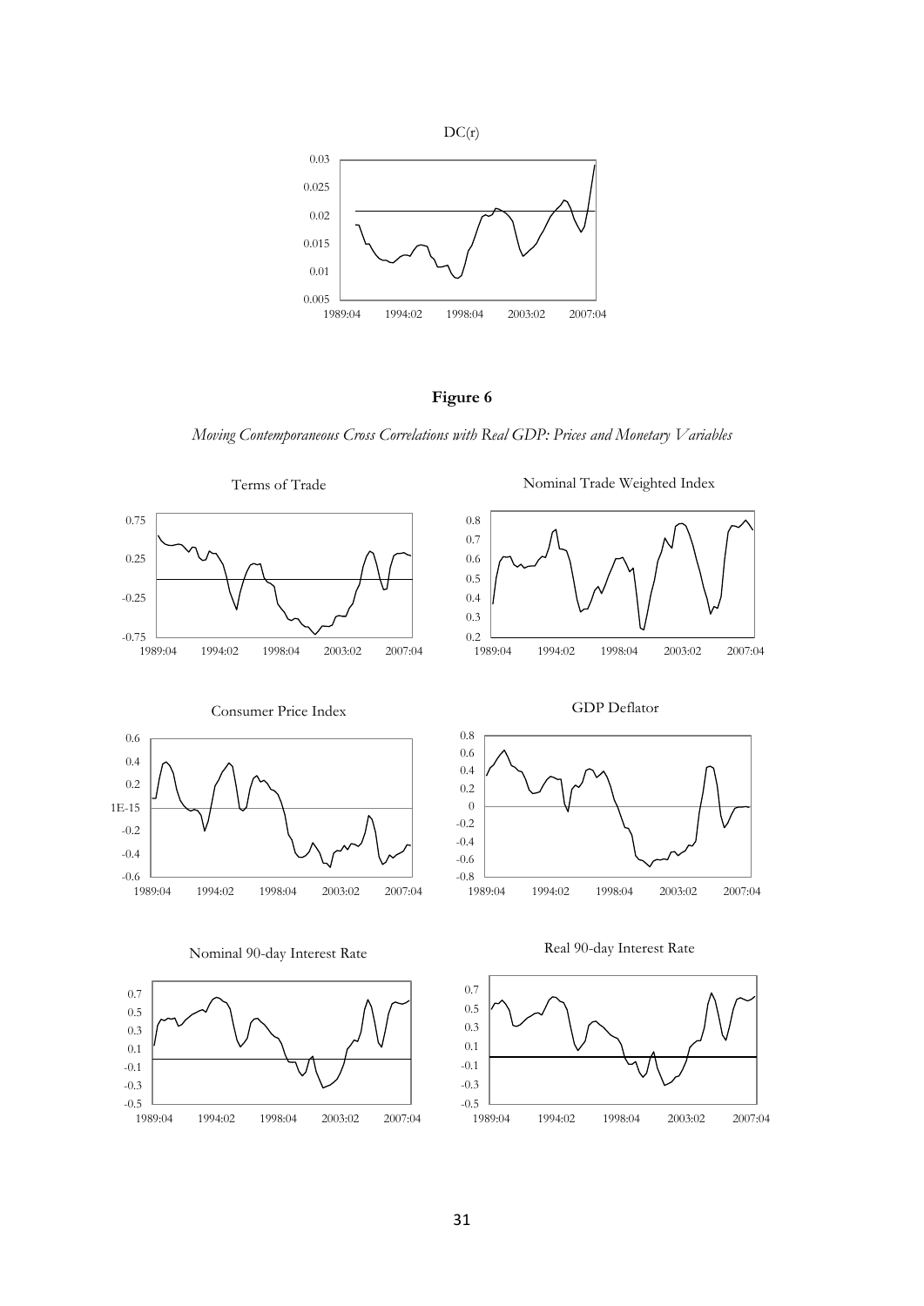DC(r)

**Figure 6**

*Moving Contemporaneous Cross Correlations with Real GDP: Prices and Monetary Variables*

Terms of Trade

Nominal Trade Weighted Index

Consumer Price Index

GDP Deflator

Nominal 90-day Interest Rate

Real 90-day Interest Rate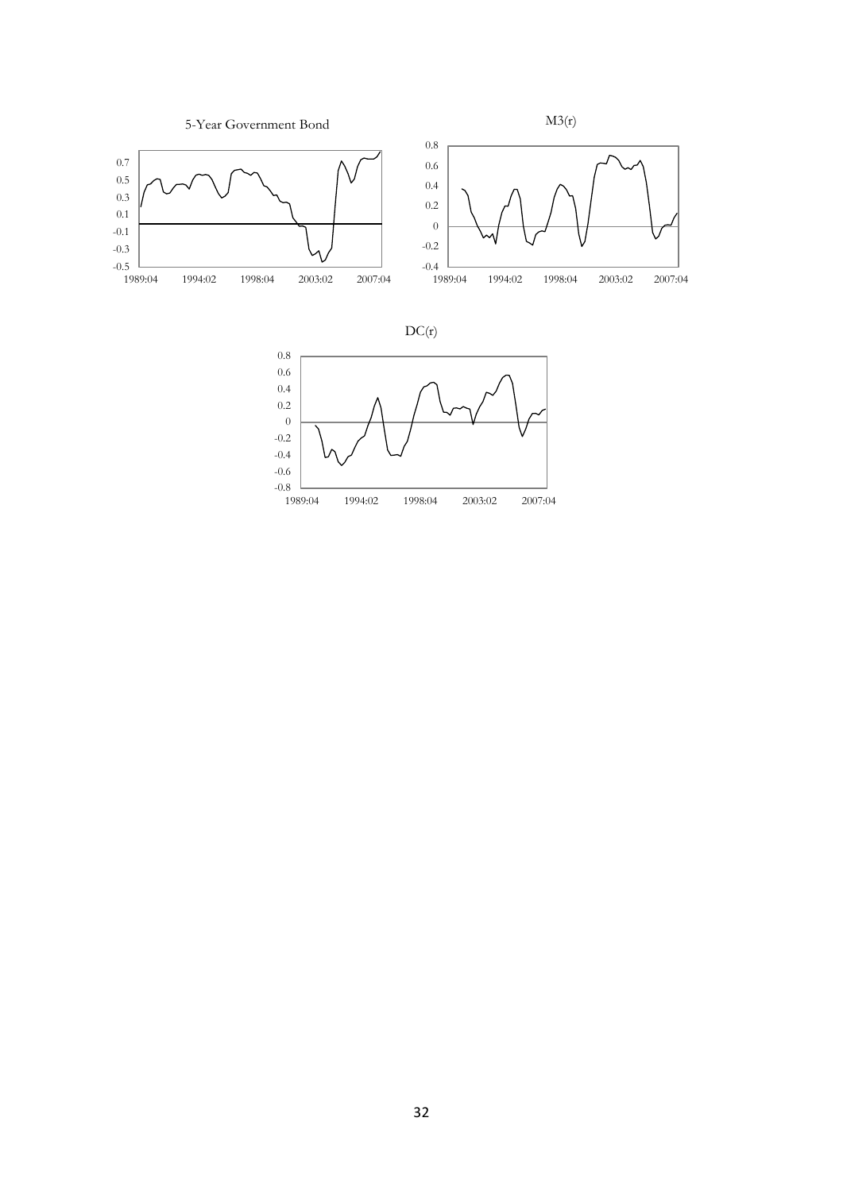5-Year Government Bond

M3(r)

DC(r)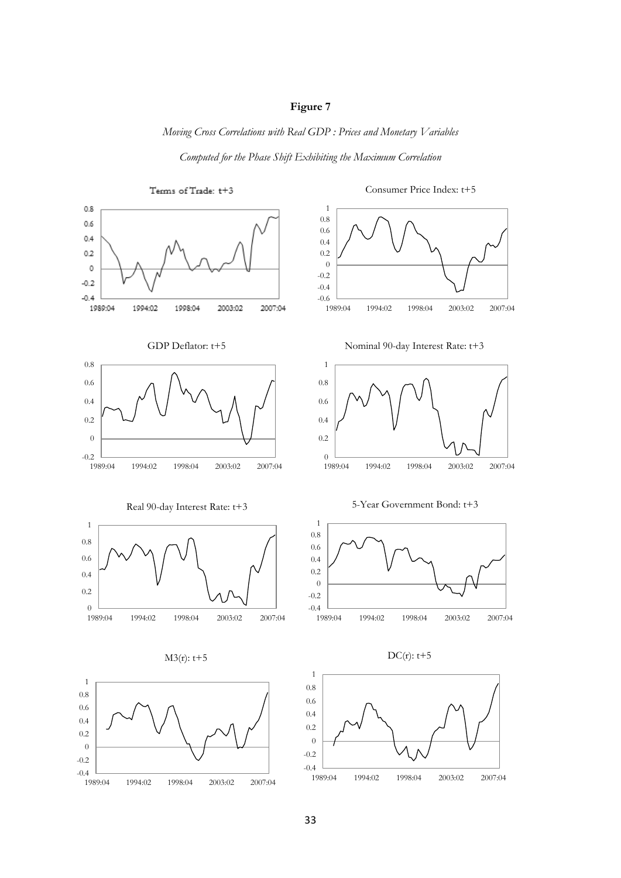**Figure 7**

*Moving Cross Correlations with Real GDP : Prices and Monetary Variables*

*Computed for the Phase Shift Exhibiting the Maximum Correlation*

Terms of Trade: t+3

Consumer Price Index: t+5

GDP Deflator: t+5

Nominal 90-day Interest Rate: t+3

Real 90-day Interest Rate: t+3

5-Year Government Bond: t+3

M3(r): t+5

DC(r): t+5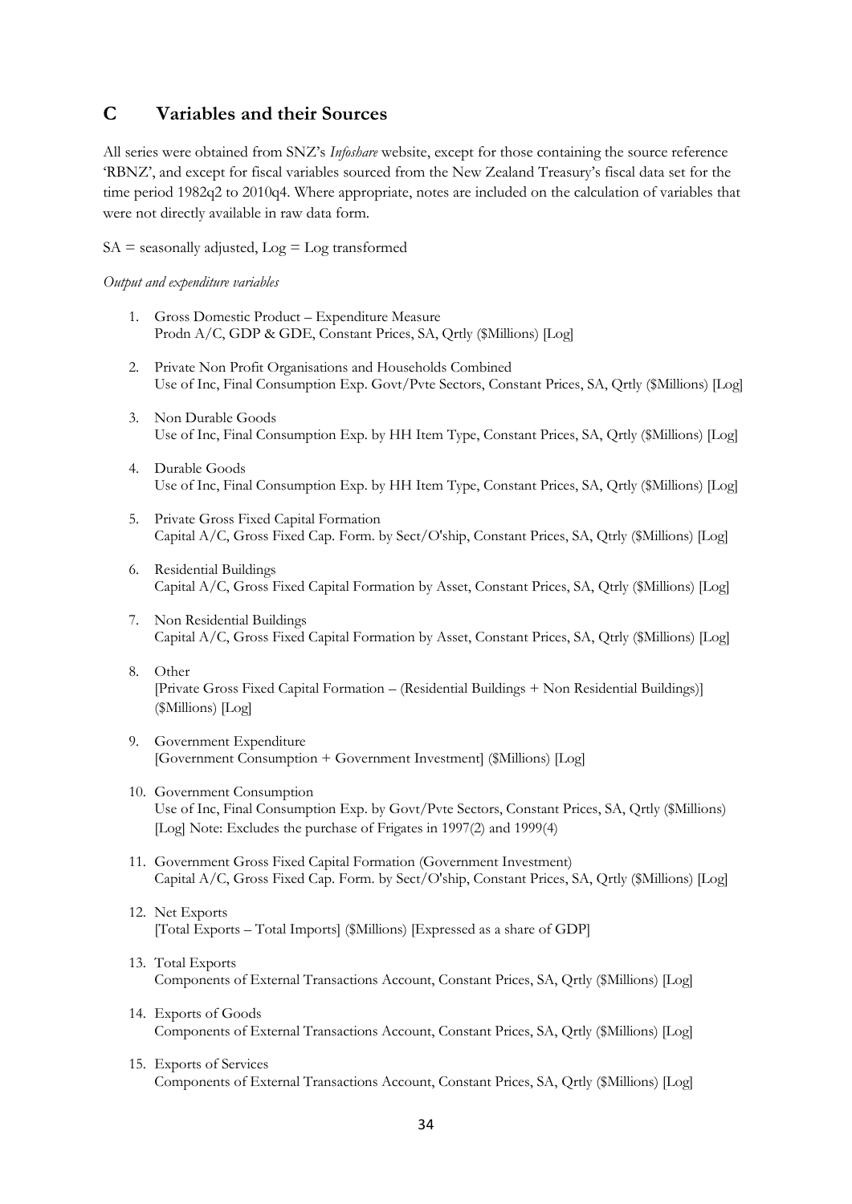## C Variables and their Sources

All series were obtained from SNZ's *Infoshare* website, except for those containing the source reference 'RBNZ', and except for fiscal variables sourced from the New Zealand Treasury's fiscal data set for the time period 1982q2 to 2010q4. Where appropriate, notes are included on the calculation of variables that were not directly available in raw data form.

SA = seasonally adjusted, Log = Log transformed

*Output and expenditure variables*

1. Gross Domestic Product – Expenditure Measure
   Prodn A/C, GDP & GDE, Constant Prices, SA, Qrtly ($Millions) [Log]

2. Private Non Profit Organisations and Households Combined
   Use of Inc, Final Consumption Exp. Govt/Pvte Sectors, Constant Prices, SA, Qrtly ($Millions) [Log]

3. Non Durable Goods
   Use of Inc, Final Consumption Exp. by HH Item Type, Constant Prices, SA, Qrtly ($Millions) [Log]

4. Durable Goods
   Use of Inc, Final Consumption Exp. by HH Item Type, Constant Prices, SA, Qrtly ($Millions) [Log]

5. Private Gross Fixed Capital Formation
   Capital A/C, Gross Fixed Cap. Form. by Sect/O'ship, Constant Prices, SA, Qtrly ($Millions) [Log]

6. Residential Buildings
   Capital A/C, Gross Fixed Capital Formation by Asset, Constant Prices, SA, Qtrly ($Millions) [Log]

7. Non Residential Buildings
   Capital A/C, Gross Fixed Capital Formation by Asset, Constant Prices, SA, Qtrly ($Millions) [Log]

8. Other
   [Private Gross Fixed Capital Formation – (Residential Buildings + Non Residential Buildings)] ($Millions) [Log]

9. Government Expenditure
   [Government Consumption + Government Investment] ($Millions) [Log]

10. Government Consumption
    Use of Inc, Final Consumption Exp. by Govt/Pvte Sectors, Constant Prices, SA, Qrtly ($Millions) [Log] Note: Excludes the purchase of Frigates in 1997(2) and 1999(4)

11. Government Gross Fixed Capital Formation (Government Investment)
    Capital A/C, Gross Fixed Cap. Form. by Sect/O'ship, Constant Prices, SA, Qtrly ($Millions) [Log]

12. Net Exports
    [Total Exports – Total Imports] ($Millions) [Expressed as a share of GDP]

13. Total Exports
    Components of External Transactions Account, Constant Prices, SA, Qrtly ($Millions) [Log]

14. Exports of Goods
    Components of External Transactions Account, Constant Prices, SA, Qrtly ($Millions) [Log]

15. Exports of Services
    Components of External Transactions Account, Constant Prices, SA, Qrtly ($Millions) [Log]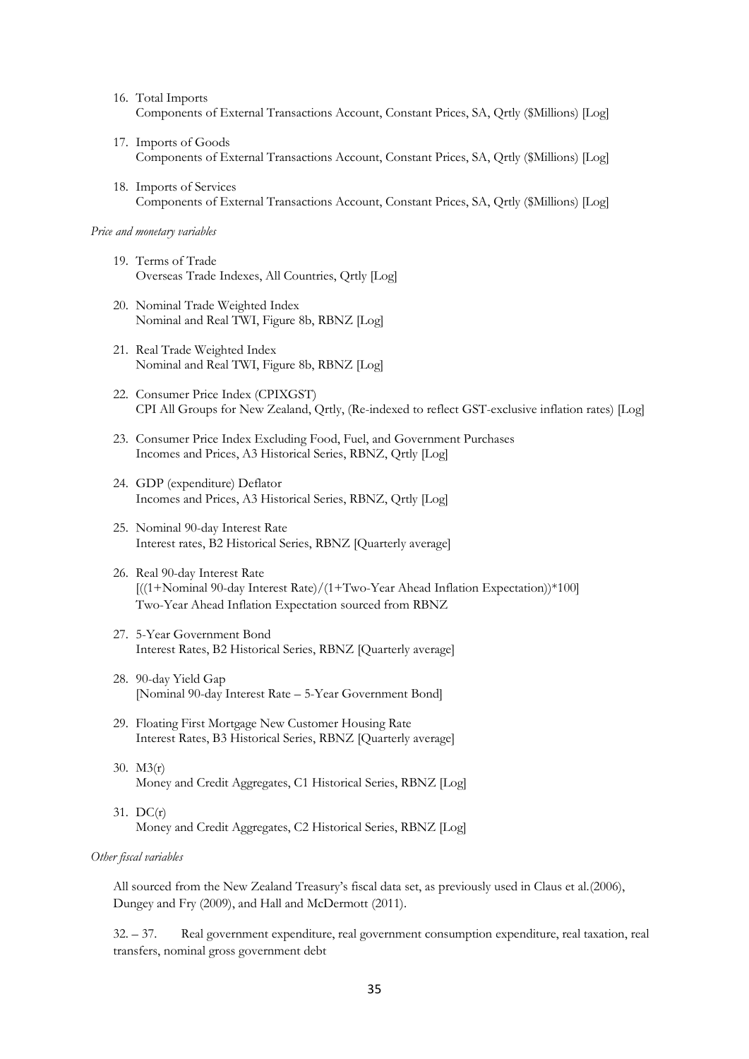16. Total Imports
    Components of External Transactions Account, Constant Prices, SA, Qrtly ($Millions) [Log]

17. Imports of Goods
    Components of External Transactions Account, Constant Prices, SA, Qrtly ($Millions) [Log]

18. Imports of Services
    Components of External Transactions Account, Constant Prices, SA, Qrtly ($Millions) [Log]

*Price and monetary variables*

19. Terms of Trade
    Overseas Trade Indexes, All Countries, Qrtly [Log]

20. Nominal Trade Weighted Index
    Nominal and Real TWI, Figure 8b, RBNZ [Log]

21. Real Trade Weighted Index
    Nominal and Real TWI, Figure 8b, RBNZ [Log]

22. Consumer Price Index (CPIXGST)
    CPI All Groups for New Zealand, Qrtly, (Re-indexed to reflect GST-exclusive inflation rates) [Log]

23. Consumer Price Index Excluding Food, Fuel, and Government Purchases
    Incomes and Prices, A3 Historical Series, RBNZ, Qrtly [Log]

24. GDP (expenditure) Deflator
    Incomes and Prices, A3 Historical Series, RBNZ, Qrtly [Log]

25. Nominal 90-day Interest Rate
    Interest rates, B2 Historical Series, RBNZ [Quarterly average]

26. Real 90-day Interest Rate
    [((1+Nominal 90-day Interest Rate)/(1+Two-Year Ahead Inflation Expectation))*100]
    Two-Year Ahead Inflation Expectation sourced from RBNZ

27. 5-Year Government Bond
    Interest Rates, B2 Historical Series, RBNZ [Quarterly average]

28. 90-day Yield Gap
    [Nominal 90-day Interest Rate – 5-Year Government Bond]

29. Floating First Mortgage New Customer Housing Rate
    Interest Rates, B3 Historical Series, RBNZ [Quarterly average]

30. M3(r)
    Money and Credit Aggregates, C1 Historical Series, RBNZ [Log]

31. DC(r)
    Money and Credit Aggregates, C2 Historical Series, RBNZ [Log]

*Other fiscal variables*

All sourced from the New Zealand Treasury's fiscal data set, as previously used in Claus et al.(2006), Dungey and Fry (2009), and Hall and McDermott (2011).

32. – 37. Real government expenditure, real government consumption expenditure, real taxation, real transfers, nominal gross government debt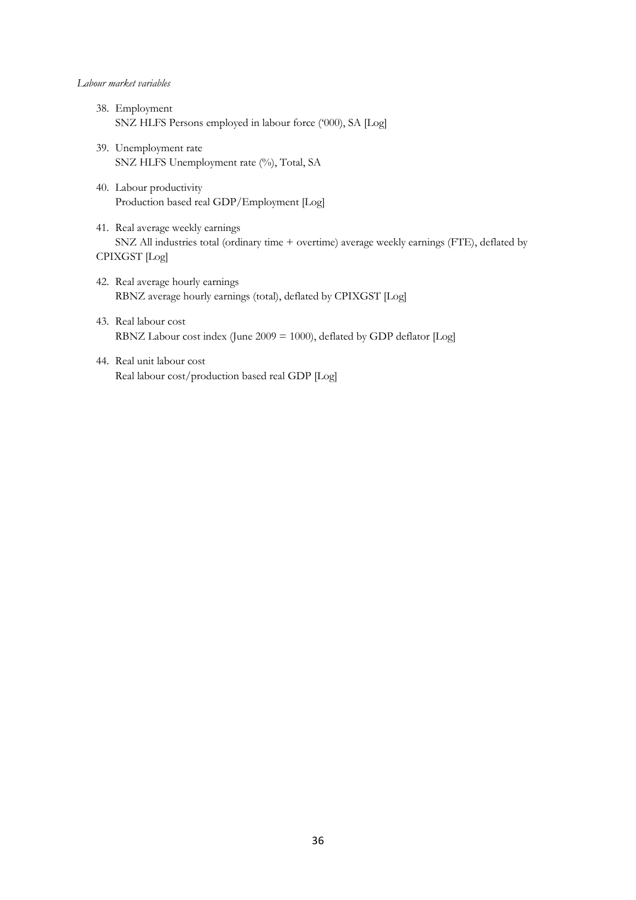*Labour market variables*

38. Employment
    SNZ HLFS Persons employed in labour force ('000), SA [Log]

39. Unemployment rate
    SNZ HLFS Unemployment rate (%), Total, SA

40. Labour productivity
    Production based real GDP/Employment [Log]

41. Real average weekly earnings
    SNZ All industries total (ordinary time + overtime) average weekly earnings (FTE), deflated by CPIXGST [Log]

42. Real average hourly earnings
    RBNZ average hourly earnings (total), deflated by CPIXGST [Log]

43. Real labour cost
    RBNZ Labour cost index (June 2009 = 1000), deflated by GDP deflator [Log]

44. Real unit labour cost
    Real labour cost/production based real GDP [Log]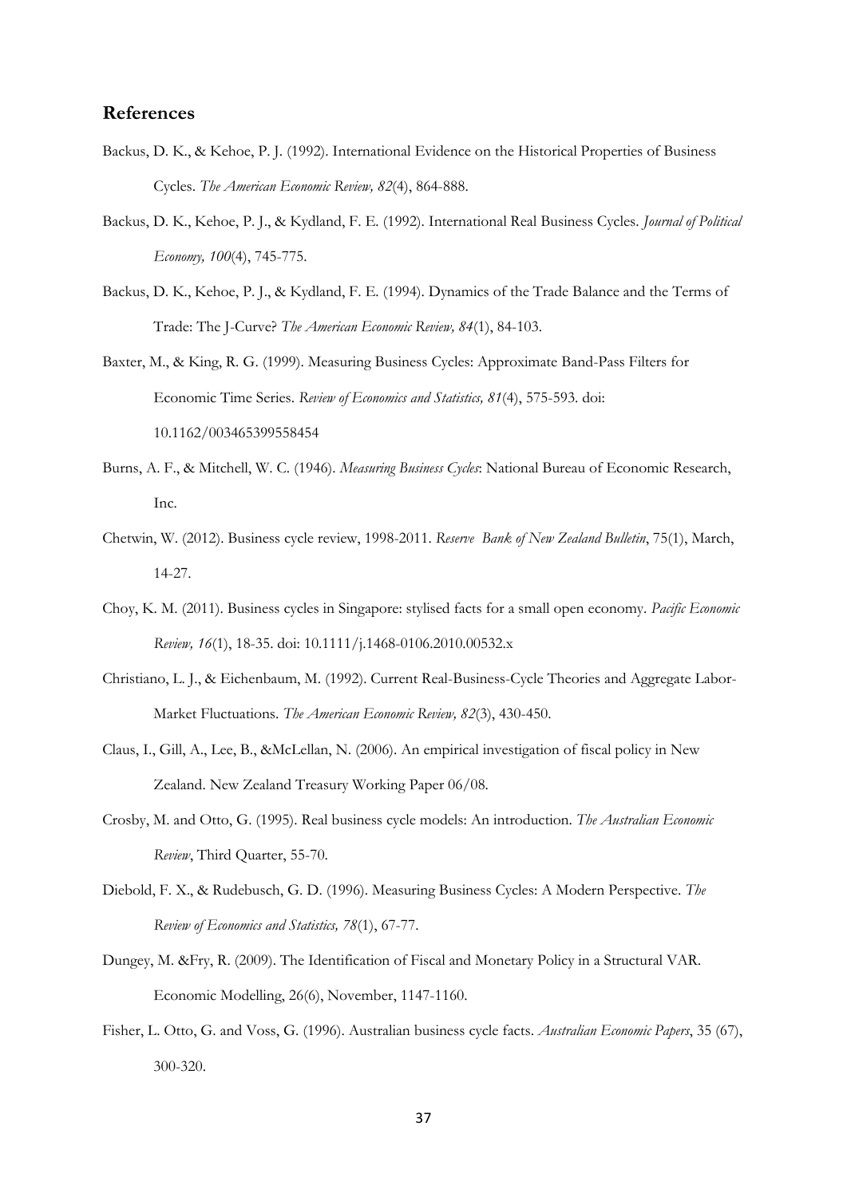## References

Backus, D. K., & Kehoe, P. J. (1992). International Evidence on the Historical Properties of Business Cycles. *The American Economic Review, 82*(4), 864-888.

Backus, D. K., Kehoe, P. J., & Kydland, F. E. (1992). International Real Business Cycles. *Journal of Political Economy, 100*(4), 745-775.

Backus, D. K., Kehoe, P. J., & Kydland, F. E. (1994). Dynamics of the Trade Balance and the Terms of Trade: The J-Curve? *The American Economic Review, 84*(1), 84-103.

Baxter, M., & King, R. G. (1999). Measuring Business Cycles: Approximate Band-Pass Filters for Economic Time Series. *Review of Economics and Statistics, 81*(4), 575-593. doi: 10.1162/003465399558454

Burns, A. F., & Mitchell, W. C. (1946). *Measuring Business Cycles*: National Bureau of Economic Research, Inc.

Chetwin, W. (2012). Business cycle review, 1998-2011. *Reserve Bank of New Zealand Bulletin*, 75(1), March, 14-27.

Choy, K. M. (2011). Business cycles in Singapore: stylised facts for a small open economy. *Pacific Economic Review, 16*(1), 18-35. doi: 10.1111/j.1468-0106.2010.00532.x

Christiano, L. J., & Eichenbaum, M. (1992). Current Real-Business-Cycle Theories and Aggregate Labor-Market Fluctuations. *The American Economic Review, 82*(3), 430-450.

Claus, I., Gill, A., Lee, B., &McLellan, N. (2006). An empirical investigation of fiscal policy in New Zealand. New Zealand Treasury Working Paper 06/08.

Crosby, M. and Otto, G. (1995). Real business cycle models: An introduction. *The Australian Economic Review*, Third Quarter, 55-70.

Diebold, F. X., & Rudebusch, G. D. (1996). Measuring Business Cycles: A Modern Perspective. *The Review of Economics and Statistics, 78*(1), 67-77.

Dungey, M. &Fry, R. (2009). The Identification of Fiscal and Monetary Policy in a Structural VAR. Economic Modelling, 26(6), November, 1147-1160.

Fisher, L. Otto, G. and Voss, G. (1996). Australian business cycle facts. *Australian Economic Papers*, 35 (67), 300-320.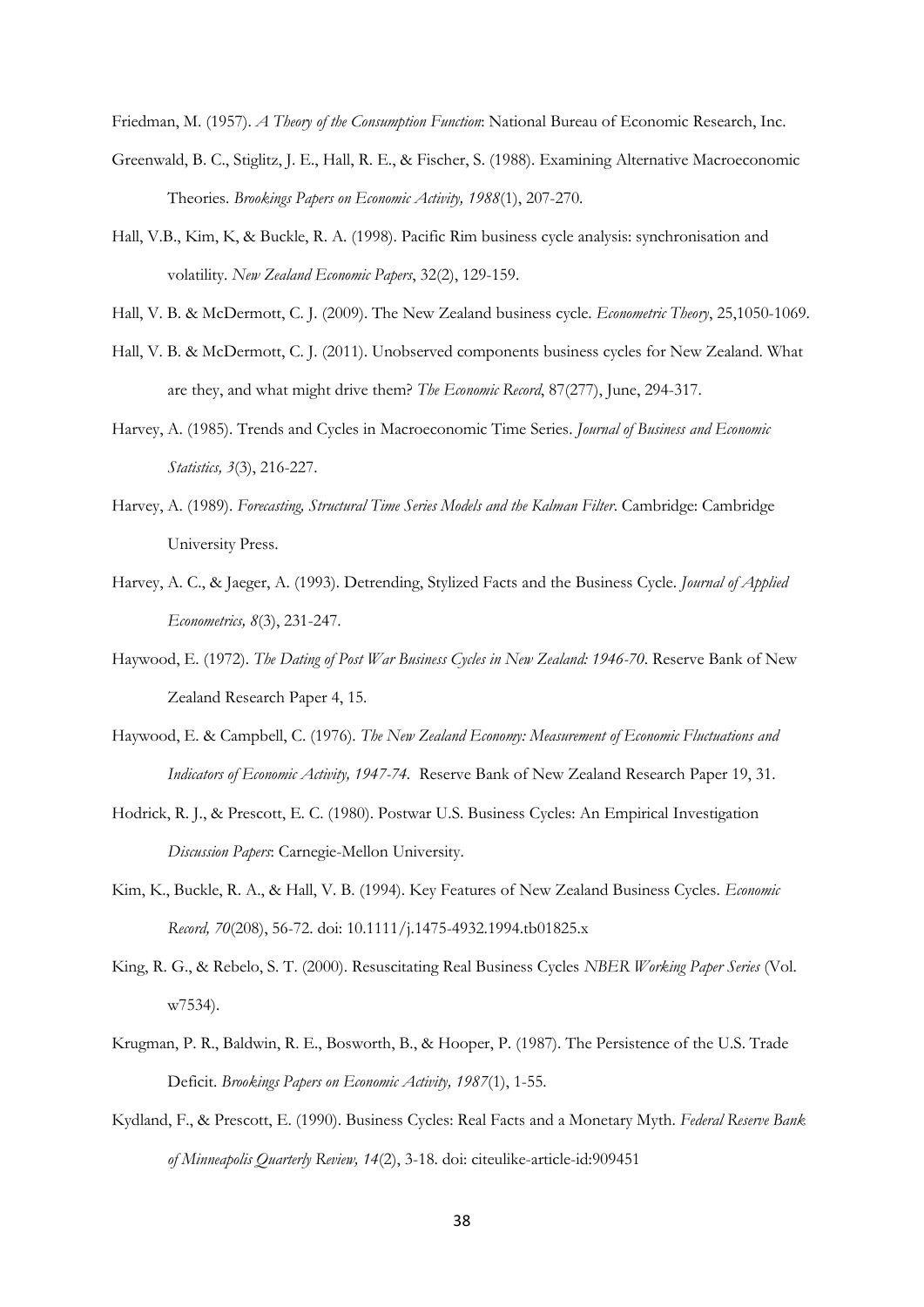Friedman, M. (1957). *A Theory of the Consumption Function*: National Bureau of Economic Research, Inc.

Greenwald, B. C., Stiglitz, J. E., Hall, R. E., & Fischer, S. (1988). Examining Alternative Macroeconomic Theories. *Brookings Papers on Economic Activity, 1988*(1), 207-270.

Hall, V.B., Kim, K, & Buckle, R. A. (1998). Pacific Rim business cycle analysis: synchronisation and volatility. *New Zealand Economic Papers*, 32(2), 129-159.

Hall, V. B. & McDermott, C. J. (2009). The New Zealand business cycle. *Econometric Theory*, 25,1050-1069.

Hall, V. B. & McDermott, C. J. (2011). Unobserved components business cycles for New Zealand. What are they, and what might drive them? *The Economic Record*, 87(277), June, 294-317.

Harvey, A. (1985). Trends and Cycles in Macroeconomic Time Series. *Journal of Business and Economic Statistics, 3*(3), 216-227.

Harvey, A. (1989). *Forecasting, Structural Time Series Models and the Kalman Filter*. Cambridge: Cambridge University Press.

Harvey, A. C., & Jaeger, A. (1993). Detrending, Stylized Facts and the Business Cycle. *Journal of Applied Econometrics, 8*(3), 231-247.

Haywood, E. (1972). *The Dating of Post War Business Cycles in New Zealand: 1946-70*. Reserve Bank of New Zealand Research Paper 4, 15.

Haywood, E. & Campbell, C. (1976). *The New Zealand Economy: Measurement of Economic Fluctuations and Indicators of Economic Activity, 1947-74*. Reserve Bank of New Zealand Research Paper 19, 31.

Hodrick, R. J., & Prescott, E. C. (1980). Postwar U.S. Business Cycles: An Empirical Investigation *Discussion Papers*: Carnegie-Mellon University.

Kim, K., Buckle, R. A., & Hall, V. B. (1994). Key Features of New Zealand Business Cycles. *Economic Record, 70*(208), 56-72. doi: 10.1111/j.1475-4932.1994.tb01825.x

King, R. G., & Rebelo, S. T. (2000). Resuscitating Real Business Cycles *NBER Working Paper Series* (Vol. w7534).

Krugman, P. R., Baldwin, R. E., Bosworth, B., & Hooper, P. (1987). The Persistence of the U.S. Trade Deficit. *Brookings Papers on Economic Activity, 1987*(1), 1-55.

Kydland, F., & Prescott, E. (1990). Business Cycles: Real Facts and a Monetary Myth. *Federal Reserve Bank of Minneapolis Quarterly Review, 14*(2), 3-18. doi: citeulike-article-id:909451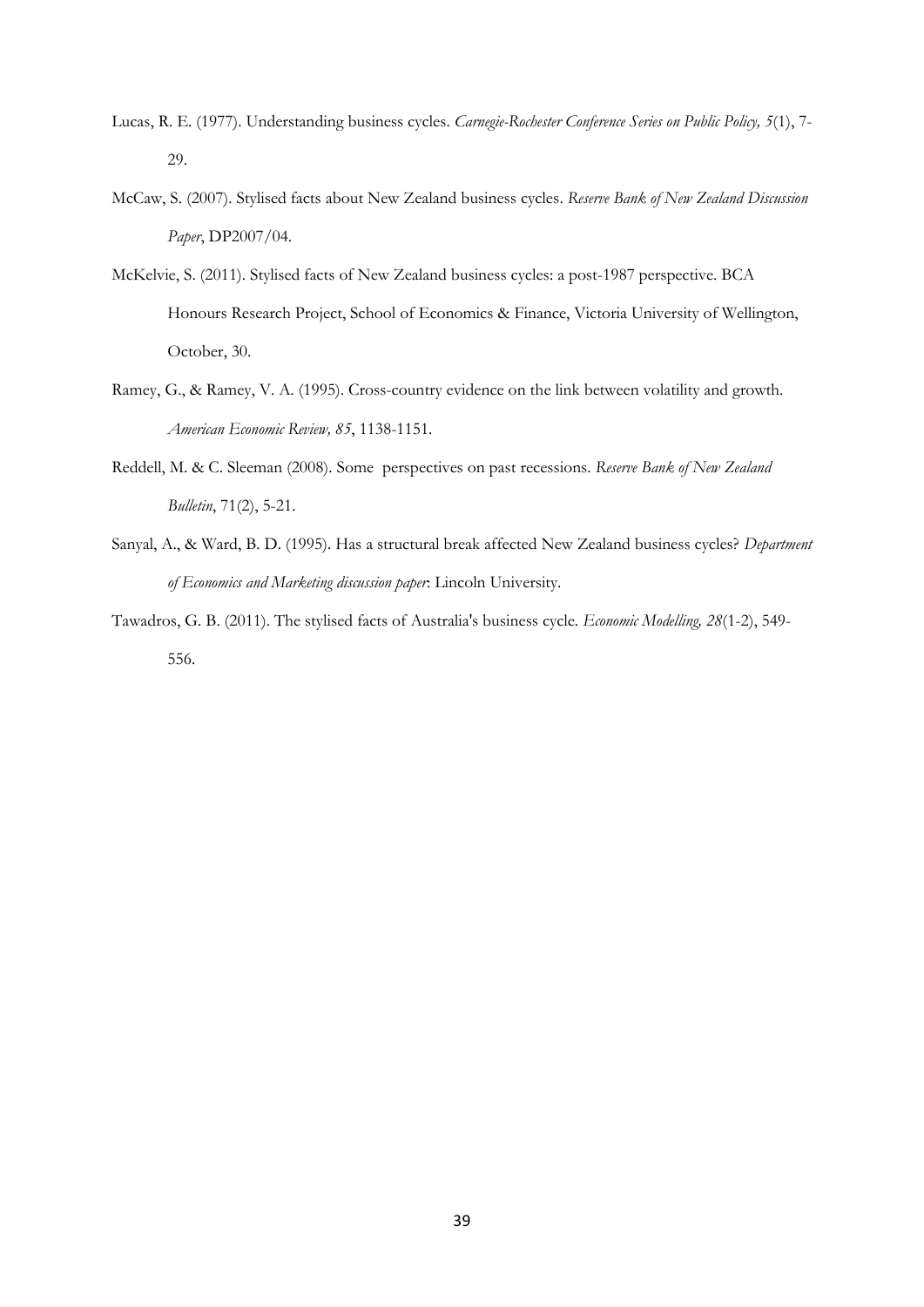Lucas, R. E. (1977). Understanding business cycles. *Carnegie-Rochester Conference Series on Public Policy, 5*(1), 7-29.

McCaw, S. (2007). Stylised facts about New Zealand business cycles. *Reserve Bank of New Zealand Discussion Paper*, DP2007/04.

McKelvie, S. (2011). Stylised facts of New Zealand business cycles: a post-1987 perspective. BCA Honours Research Project, School of Economics & Finance, Victoria University of Wellington, October, 30.

Ramey, G., & Ramey, V. A. (1995). Cross-country evidence on the link between volatility and growth. *American Economic Review, 85*, 1138-1151.

Reddell, M. & C. Sleeman (2008). Some perspectives on past recessions. *Reserve Bank of New Zealand Bulletin*, 71(2), 5-21.

Sanyal, A., & Ward, B. D. (1995). Has a structural break affected New Zealand business cycles? *Department of Economics and Marketing discussion paper*: Lincoln University.

Tawadros, G. B. (2011). The stylised facts of Australia's business cycle. *Economic Modelling, 28*(1-2), 549-556.